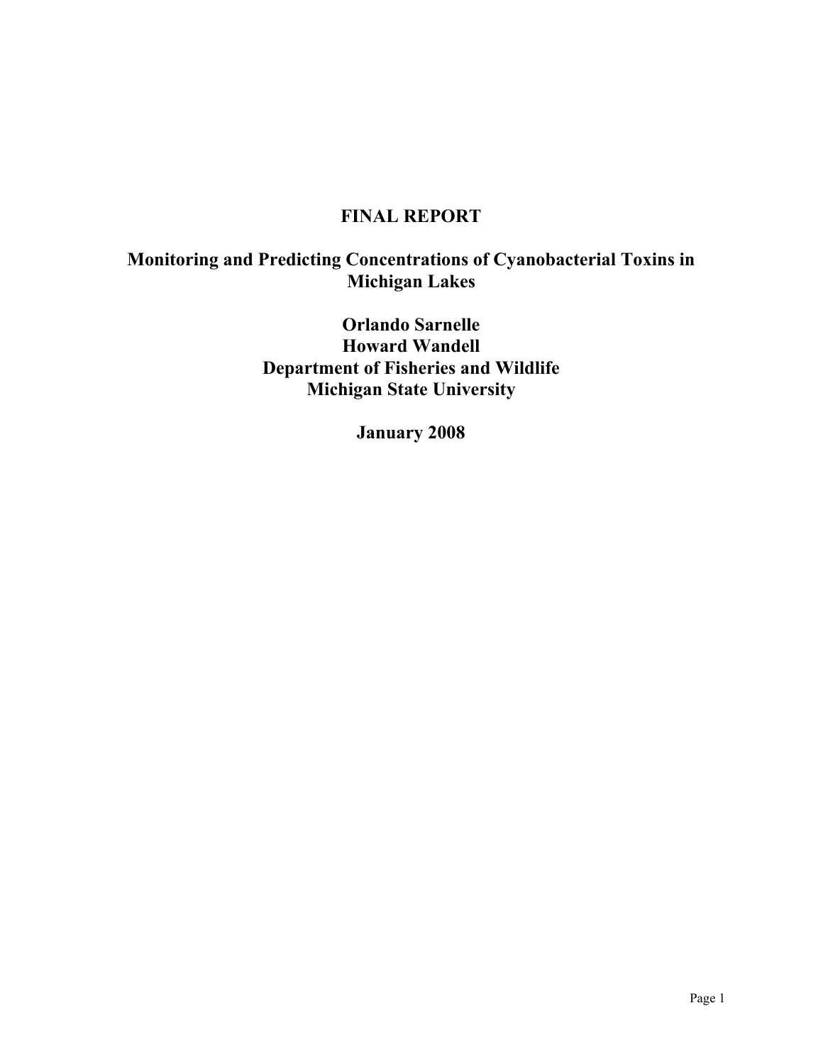# FINAL REPORT

## Monitoring and Predicting Concentrations of Cyanobacterial Toxins in Michigan Lakes

**Orlando Sarnelle**
**Howard Wandell**
**Department of Fisheries and Wildlife**
**Michigan State University**

**January 2008**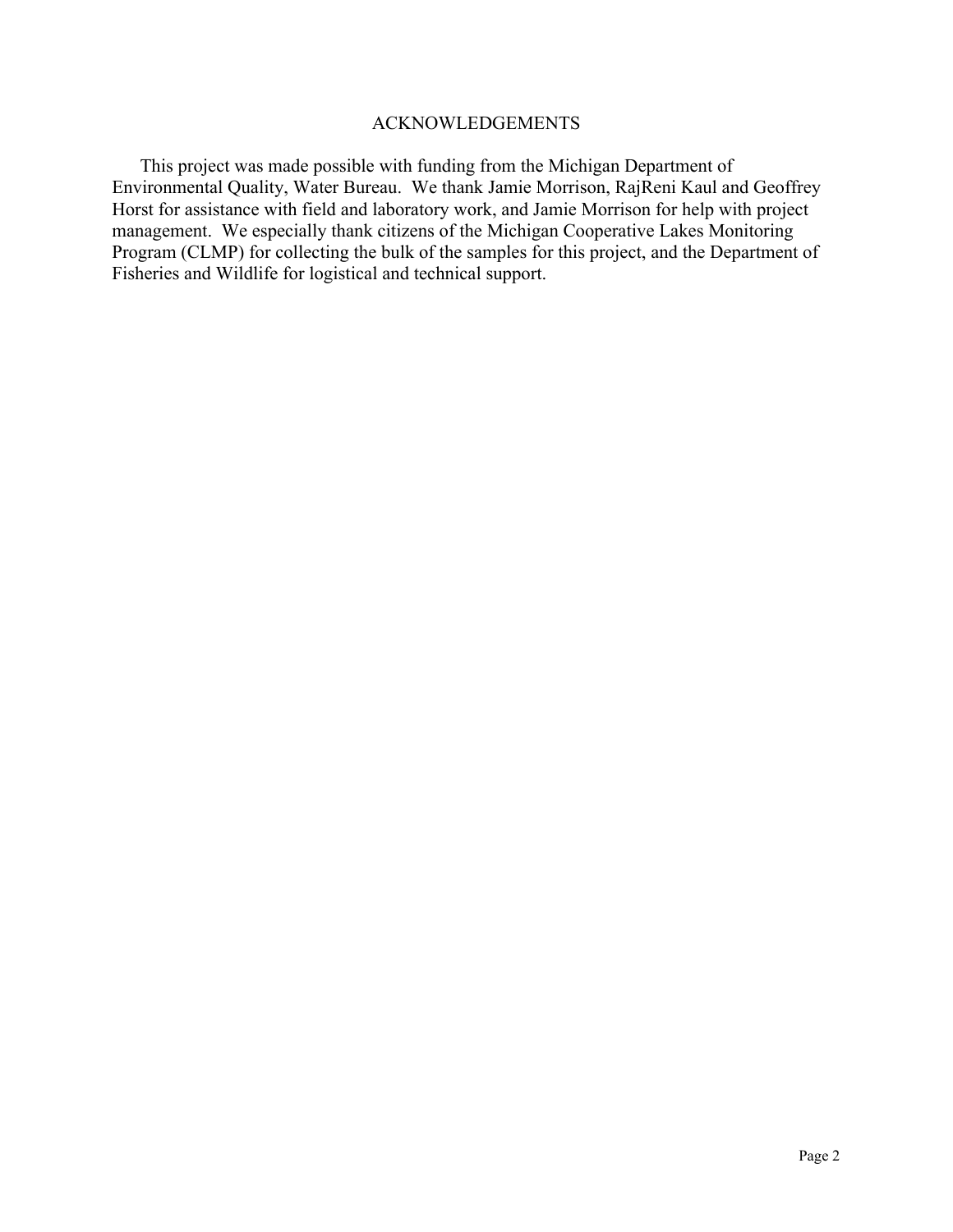# ACKNOWLEDGEMENTS

This project was made possible with funding from the Michigan Department of Environmental Quality, Water Bureau. We thank Jamie Morrison, RajReni Kaul and Geoffrey Horst for assistance with field and laboratory work, and Jamie Morrison for help with project management. We especially thank citizens of the Michigan Cooperative Lakes Monitoring Program (CLMP) for collecting the bulk of the samples for this project, and the Department of Fisheries and Wildlife for logistical and technical support.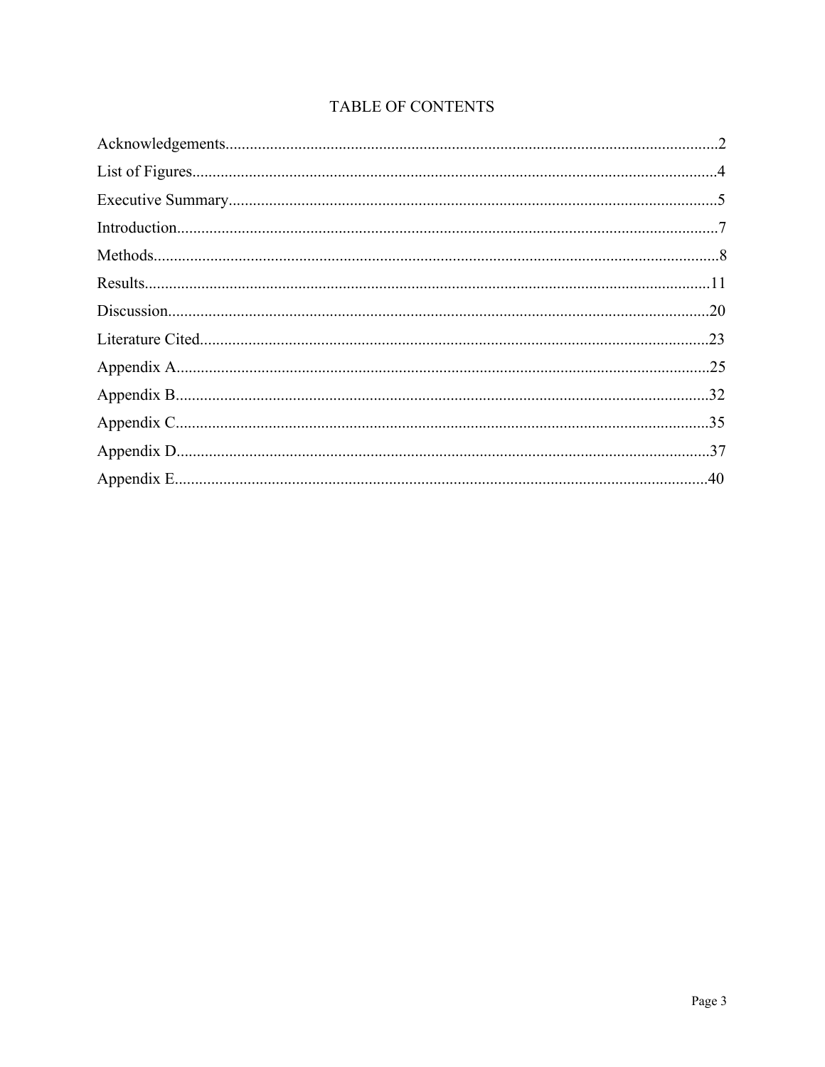# TABLE OF CONTENTS

Acknowledgements........................................................................................................................2

List of Figures...............................................................................................................................4

Executive Summary......................................................................................................................5

Introduction...................................................................................................................................7

Methods.........................................................................................................................................8

Results..........................................................................................................................................11

Discussion....................................................................................................................................20

Literature Cited............................................................................................................................23

Appendix A..................................................................................................................................25

Appendix B..................................................................................................................................32

Appendix C..................................................................................................................................35

Appendix D..................................................................................................................................37

Appendix E..................................................................................................................................40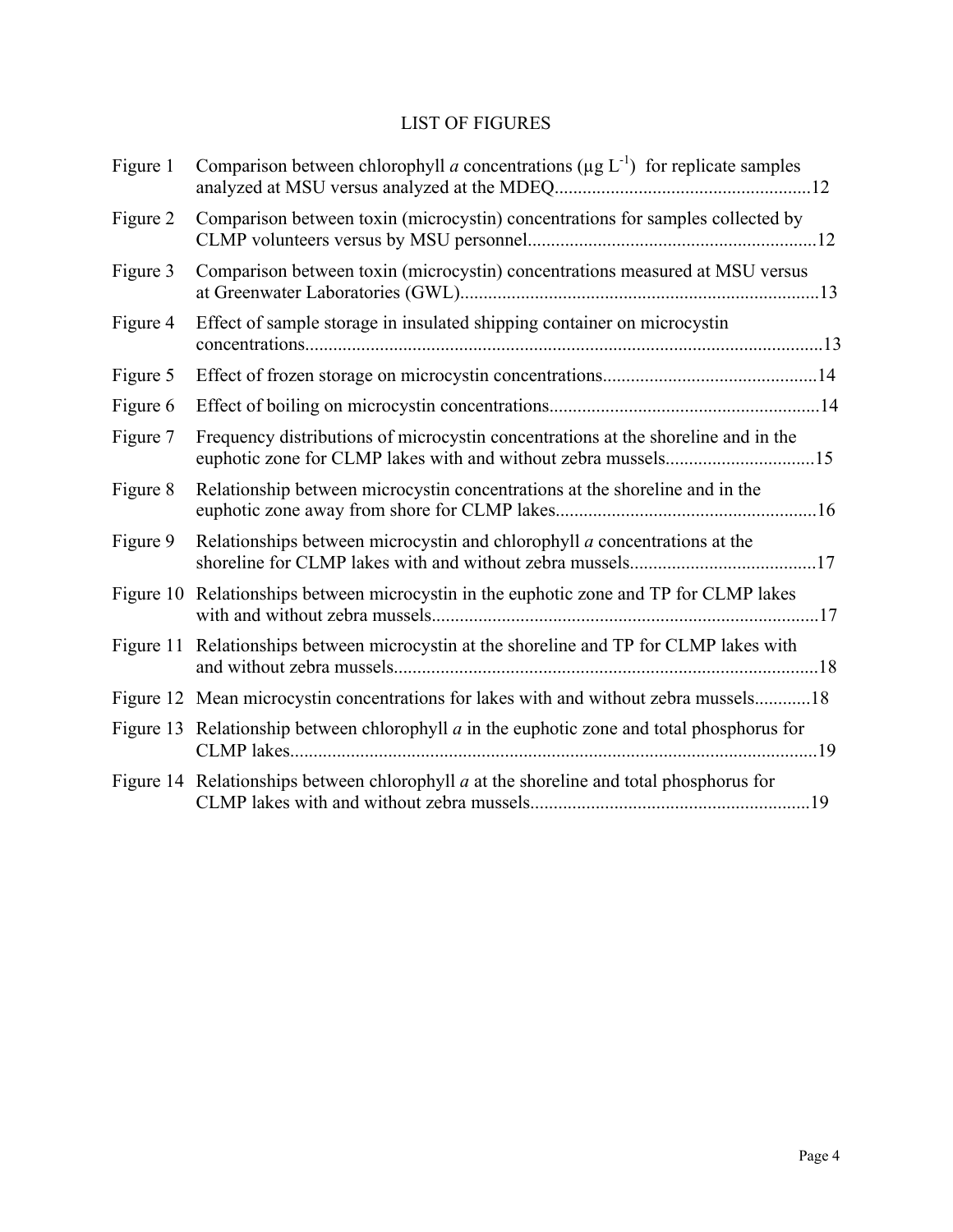# LIST OF FIGURES

| | | |
|---|---|---|
| Figure 1 | Comparison between chlorophyll *a* concentrations (µg $L^{-1}$) for replicate samples analyzed at MSU versus analyzed at the MDEQ | 12 |
| Figure 2 | Comparison between toxin (microcystin) concentrations for samples collected by CLMP volunteers versus by MSU personnel | 12 |
| Figure 3 | Comparison between toxin (microcystin) concentrations measured at MSU versus at Greenwater Laboratories (GWL) | 13 |
| Figure 4 | Effect of sample storage in insulated shipping container on microcystin concentrations | 13 |
| Figure 5 | Effect of frozen storage on microcystin concentrations | 14 |
| Figure 6 | Effect of boiling on microcystin concentrations | 14 |
| Figure 7 | Frequency distributions of microcystin concentrations at the shoreline and in the euphotic zone for CLMP lakes with and without zebra mussels | 15 |
| Figure 8 | Relationship between microcystin concentrations at the shoreline and in the euphotic zone away from shore for CLMP lakes | 16 |
| Figure 9 | Relationships between microcystin and chlorophyll *a* concentrations at the shoreline for CLMP lakes with and without zebra mussels | 17 |
| Figure 10 | Relationships between microcystin in the euphotic zone and TP for CLMP lakes with and without zebra mussels | 17 |
| Figure 11 | Relationships between microcystin at the shoreline and TP for CLMP lakes with and without zebra mussels | 18 |
| Figure 12 | Mean microcystin concentrations for lakes with and without zebra mussels | 18 |
| Figure 13 | Relationship between chlorophyll *a* in the euphotic zone and total phosphorus for CLMP lakes | 19 |
| Figure 14 | Relationships between chlorophyll *a* at the shoreline and total phosphorus for CLMP lakes with and without zebra mussels | 19 |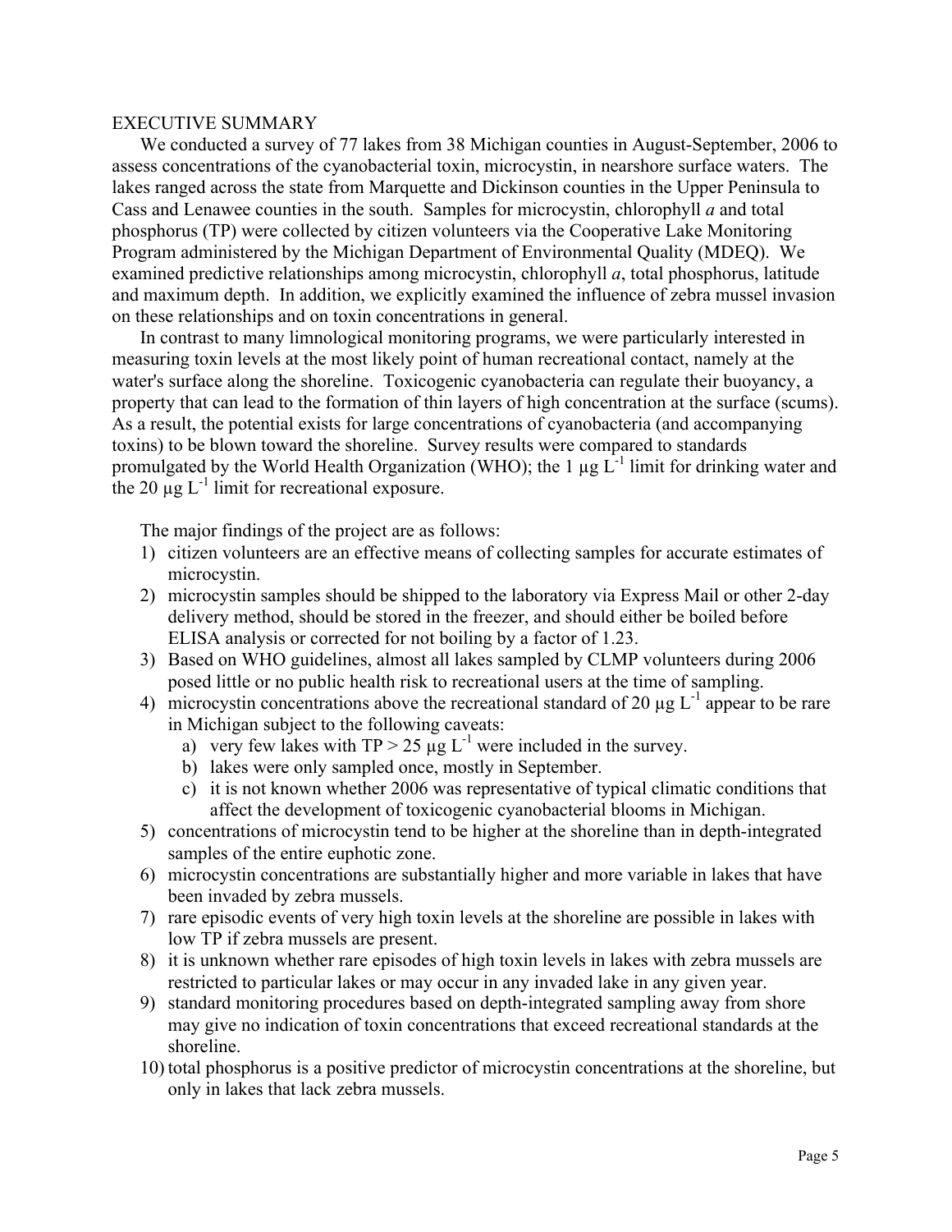# EXECUTIVE SUMMARY

We conducted a survey of 77 lakes from 38 Michigan counties in August-September, 2006 to assess concentrations of the cyanobacterial toxin, microcystin, in nearshore surface waters. The lakes ranged across the state from Marquette and Dickinson counties in the Upper Peninsula to Cass and Lenawee counties in the south. Samples for microcystin, chlorophyll *a* and total phosphorus (TP) were collected by citizen volunteers via the Cooperative Lake Monitoring Program administered by the Michigan Department of Environmental Quality (MDEQ). We examined predictive relationships among microcystin, chlorophyll *a*, total phosphorus, latitude and maximum depth. In addition, we explicitly examined the influence of zebra mussel invasion on these relationships and on toxin concentrations in general.

In contrast to many limnological monitoring programs, we were particularly interested in measuring toxin levels at the most likely point of human recreational contact, namely at the water's surface along the shoreline. Toxicogenic cyanobacteria can regulate their buoyancy, a property that can lead to the formation of thin layers of high concentration at the surface (scums). As a result, the potential exists for large concentrations of cyanobacteria (and accompanying toxins) to be blown toward the shoreline. Survey results were compared to standards promulgated by the World Health Organization (WHO); the 1 $\mu g\ L^{-1}$ limit for drinking water and the 20 $\mu g\ L^{-1}$ limit for recreational exposure.

The major findings of the project are as follows:

1) citizen volunteers are an effective means of collecting samples for accurate estimates of microcystin.
2) microcystin samples should be shipped to the laboratory via Express Mail or other 2-day delivery method, should be stored in the freezer, and should either be boiled before ELISA analysis or corrected for not boiling by a factor of 1.23.
3) Based on WHO guidelines, almost all lakes sampled by CLMP volunteers during 2006 posed little or no public health risk to recreational users at the time of sampling.
4) microcystin concentrations above the recreational standard of 20 $\mu g\ L^{-1}$ appear to be rare in Michigan subject to the following caveats:
   a) very few lakes with TP > 25 $\mu g\ L^{-1}$ were included in the survey.
   b) lakes were only sampled once, mostly in September.
   c) it is not known whether 2006 was representative of typical climatic conditions that affect the development of toxicogenic cyanobacterial blooms in Michigan.
5) concentrations of microcystin tend to be higher at the shoreline than in depth-integrated samples of the entire euphotic zone.
6) microcystin concentrations are substantially higher and more variable in lakes that have been invaded by zebra mussels.
7) rare episodic events of very high toxin levels at the shoreline are possible in lakes with low TP if zebra mussels are present.
8) it is unknown whether rare episodes of high toxin levels in lakes with zebra mussels are restricted to particular lakes or may occur in any invaded lake in any given year.
9) standard monitoring procedures based on depth-integrated sampling away from shore may give no indication of toxin concentrations that exceed recreational standards at the shoreline.
10) total phosphorus is a positive predictor of microcystin concentrations at the shoreline, but only in lakes that lack zebra mussels.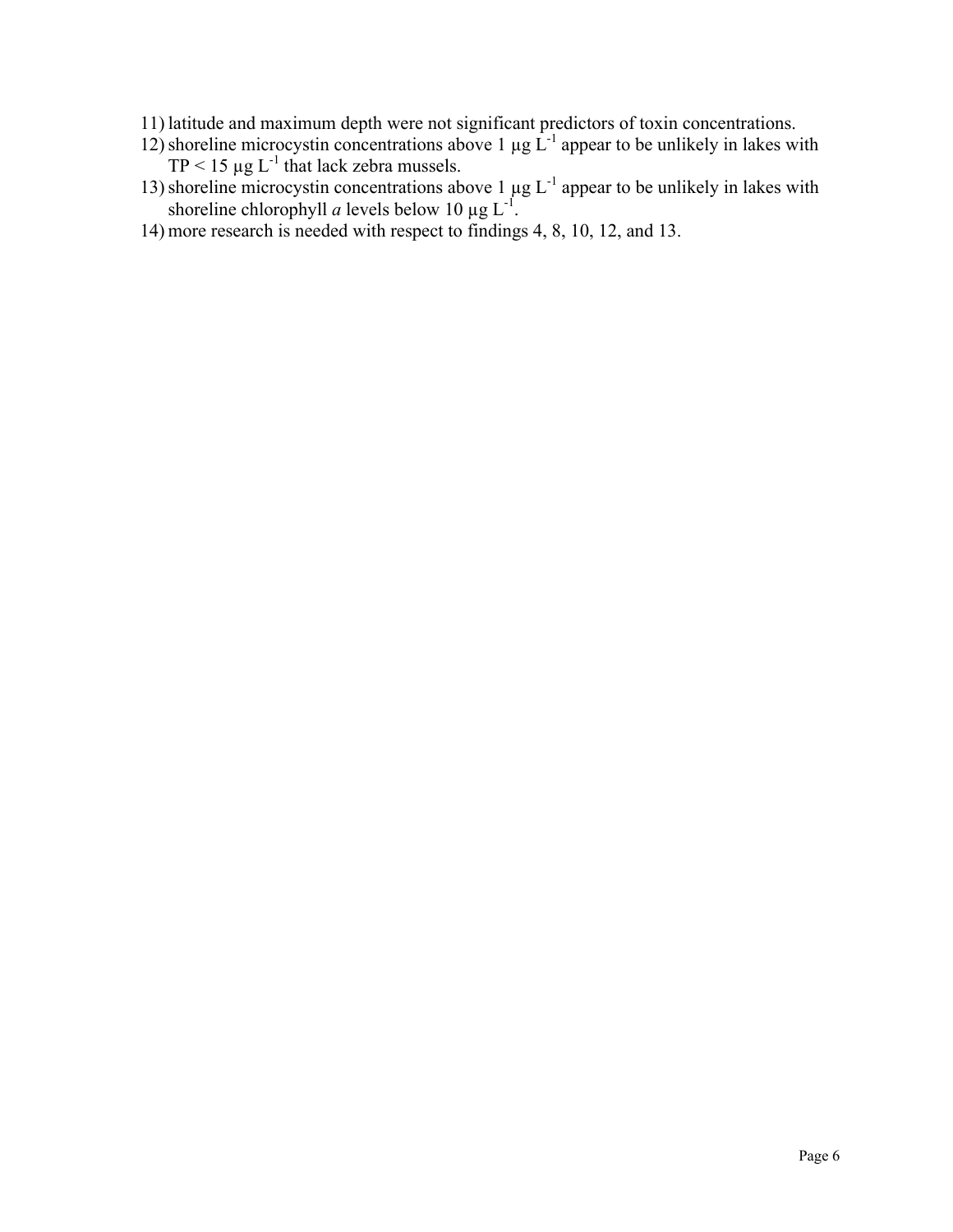11) latitude and maximum depth were not significant predictors of toxin concentrations.
12) shoreline microcystin concentrations above 1 μg $L^{-1}$ appear to be unlikely in lakes with TP < 15 μg $L^{-1}$ that lack zebra mussels.
13) shoreline microcystin concentrations above 1 μg $L^{-1}$ appear to be unlikely in lakes with shoreline chlorophyll *a* levels below 10 μg $L^{-1}$.
14) more research is needed with respect to findings 4, 8, 10, 12, and 13.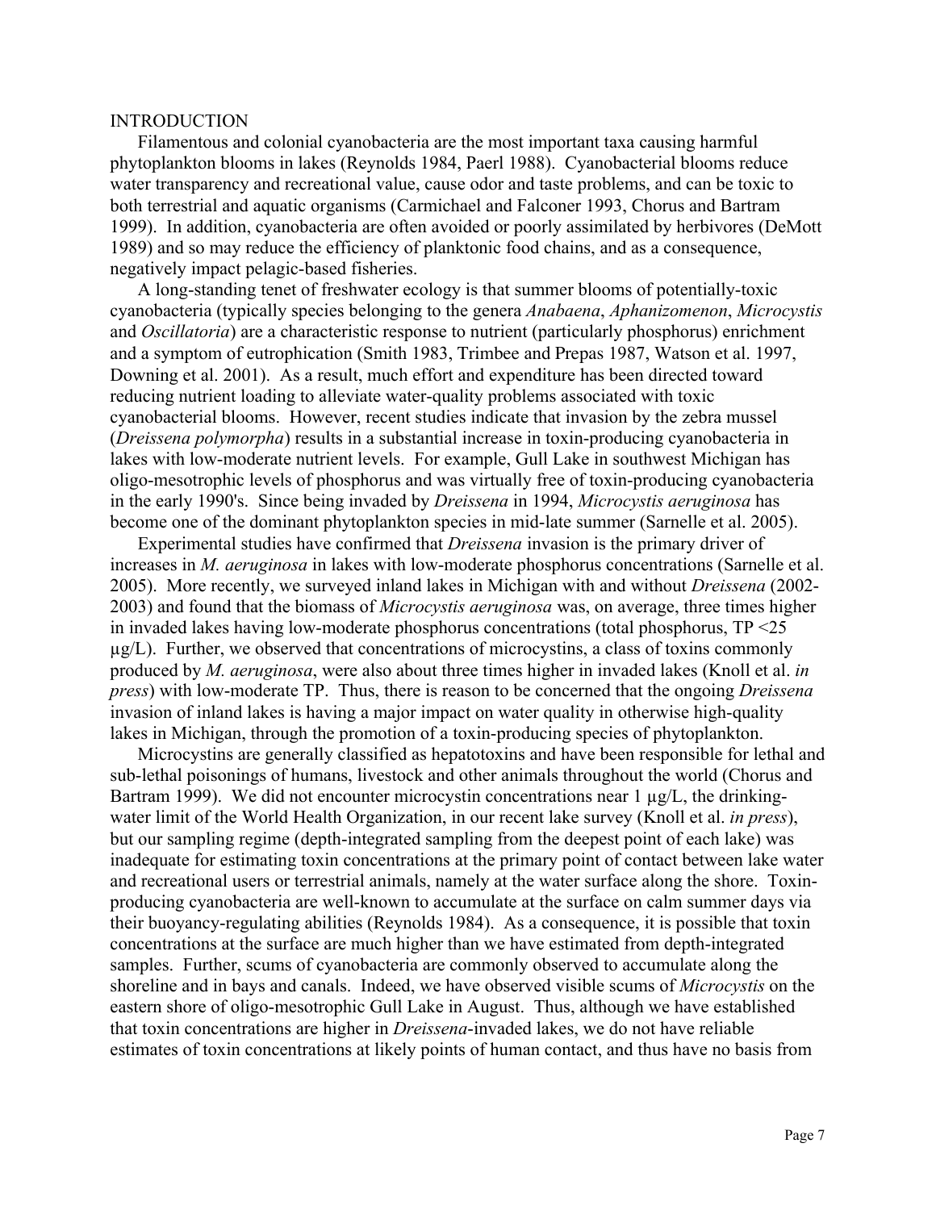## INTRODUCTION

Filamentous and colonial cyanobacteria are the most important taxa causing harmful phytoplankton blooms in lakes (Reynolds 1984, Paerl 1988). Cyanobacterial blooms reduce water transparency and recreational value, cause odor and taste problems, and can be toxic to both terrestrial and aquatic organisms (Carmichael and Falconer 1993, Chorus and Bartram 1999). In addition, cyanobacteria are often avoided or poorly assimilated by herbivores (DeMott 1989) and so may reduce the efficiency of planktonic food chains, and as a consequence, negatively impact pelagic-based fisheries.

A long-standing tenet of freshwater ecology is that summer blooms of potentially-toxic cyanobacteria (typically species belonging to the genera *Anabaena*, *Aphanizomenon*, *Microcystis* and *Oscillatoria*) are a characteristic response to nutrient (particularly phosphorus) enrichment and a symptom of eutrophication (Smith 1983, Trimbee and Prepas 1987, Watson et al. 1997, Downing et al. 2001). As a result, much effort and expenditure has been directed toward reducing nutrient loading to alleviate water-quality problems associated with toxic cyanobacterial blooms. However, recent studies indicate that invasion by the zebra mussel (*Dreissena polymorpha*) results in a substantial increase in toxin-producing cyanobacteria in lakes with low-moderate nutrient levels. For example, Gull Lake in southwest Michigan has oligo-mesotrophic levels of phosphorus and was virtually free of toxin-producing cyanobacteria in the early 1990's. Since being invaded by *Dreissena* in 1994, *Microcystis aeruginosa* has become one of the dominant phytoplankton species in mid-late summer (Sarnelle et al. 2005).

Experimental studies have confirmed that *Dreissena* invasion is the primary driver of increases in *M. aeruginosa* in lakes with low-moderate phosphorus concentrations (Sarnelle et al. 2005). More recently, we surveyed inland lakes in Michigan with and without *Dreissena* (2002-2003) and found that the biomass of *Microcystis aeruginosa* was, on average, three times higher in invaded lakes having low-moderate phosphorus concentrations (total phosphorus, TP <25 µg/L). Further, we observed that concentrations of microcystins, a class of toxins commonly produced by *M. aeruginosa*, were also about three times higher in invaded lakes (Knoll et al. *in press*) with low-moderate TP. Thus, there is reason to be concerned that the ongoing *Dreissena* invasion of inland lakes is having a major impact on water quality in otherwise high-quality lakes in Michigan, through the promotion of a toxin-producing species of phytoplankton.

Microcystins are generally classified as hepatotoxins and have been responsible for lethal and sub-lethal poisonings of humans, livestock and other animals throughout the world (Chorus and Bartram 1999). We did not encounter microcystin concentrations near 1 µg/L, the drinking-water limit of the World Health Organization, in our recent lake survey (Knoll et al. *in press*), but our sampling regime (depth-integrated sampling from the deepest point of each lake) was inadequate for estimating toxin concentrations at the primary point of contact between lake water and recreational users or terrestrial animals, namely at the water surface along the shore. Toxin-producing cyanobacteria are well-known to accumulate at the surface on calm summer days via their buoyancy-regulating abilities (Reynolds 1984). As a consequence, it is possible that toxin concentrations at the surface are much higher than we have estimated from depth-integrated samples. Further, scums of cyanobacteria are commonly observed to accumulate along the shoreline and in bays and canals. Indeed, we have observed visible scums of *Microcystis* on the eastern shore of oligo-mesotrophic Gull Lake in August. Thus, although we have established that toxin concentrations are higher in *Dreissena*-invaded lakes, we do not have reliable estimates of toxin concentrations at likely points of human contact, and thus have no basis from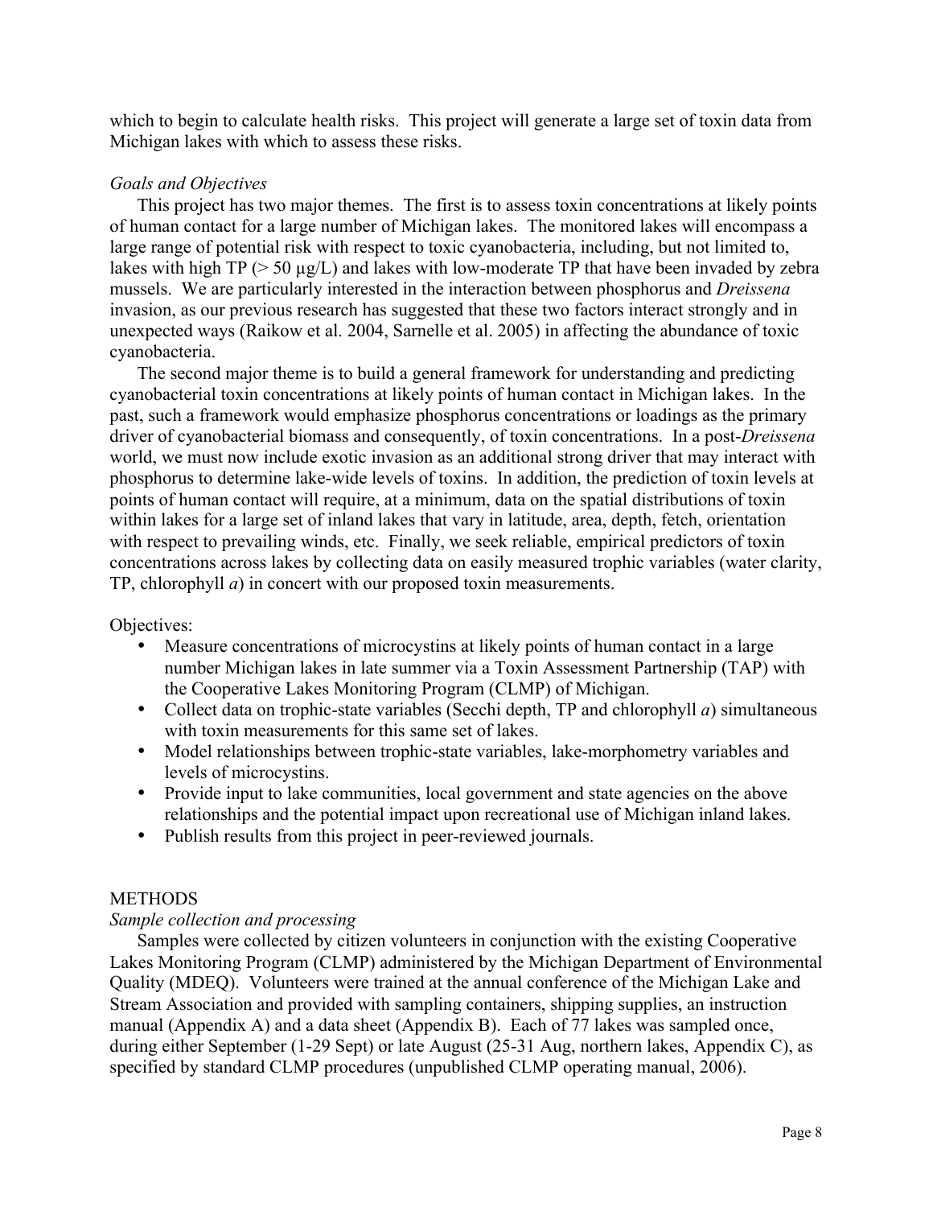which to begin to calculate health risks. This project will generate a large set of toxin data from Michigan lakes with which to assess these risks.

*Goals and Objectives*

This project has two major themes. The first is to assess toxin concentrations at likely points of human contact for a large number of Michigan lakes. The monitored lakes will encompass a large range of potential risk with respect to toxic cyanobacteria, including, but not limited to, lakes with high TP (> 50 µg/L) and lakes with low-moderate TP that have been invaded by zebra mussels. We are particularly interested in the interaction between phosphorus and *Dreissena* invasion, as our previous research has suggested that these two factors interact strongly and in unexpected ways (Raikow et al. 2004, Sarnelle et al. 2005) in affecting the abundance of toxic cyanobacteria.

The second major theme is to build a general framework for understanding and predicting cyanobacterial toxin concentrations at likely points of human contact in Michigan lakes. In the past, such a framework would emphasize phosphorus concentrations or loadings as the primary driver of cyanobacterial biomass and consequently, of toxin concentrations. In a post-*Dreissena* world, we must now include exotic invasion as an additional strong driver that may interact with phosphorus to determine lake-wide levels of toxins. In addition, the prediction of toxin levels at points of human contact will require, at a minimum, data on the spatial distributions of toxin within lakes for a large set of inland lakes that vary in latitude, area, depth, fetch, orientation with respect to prevailing winds, etc. Finally, we seek reliable, empirical predictors of toxin concentrations across lakes by collecting data on easily measured trophic variables (water clarity, TP, chlorophyll *a*) in concert with our proposed toxin measurements.

Objectives:

- Measure concentrations of microcystins at likely points of human contact in a large number Michigan lakes in late summer via a Toxin Assessment Partnership (TAP) with the Cooperative Lakes Monitoring Program (CLMP) of Michigan.
- Collect data on trophic-state variables (Secchi depth, TP and chlorophyll *a*) simultaneous with toxin measurements for this same set of lakes.
- Model relationships between trophic-state variables, lake-morphometry variables and levels of microcystins.
- Provide input to lake communities, local government and state agencies on the above relationships and the potential impact upon recreational use of Michigan inland lakes.
- Publish results from this project in peer-reviewed journals.

## METHODS

*Sample collection and processing*

Samples were collected by citizen volunteers in conjunction with the existing Cooperative Lakes Monitoring Program (CLMP) administered by the Michigan Department of Environmental Quality (MDEQ). Volunteers were trained at the annual conference of the Michigan Lake and Stream Association and provided with sampling containers, shipping supplies, an instruction manual (Appendix A) and a data sheet (Appendix B). Each of 77 lakes was sampled once, during either September (1-29 Sept) or late August (25-31 Aug, northern lakes, Appendix C), as specified by standard CLMP procedures (unpublished CLMP operating manual, 2006).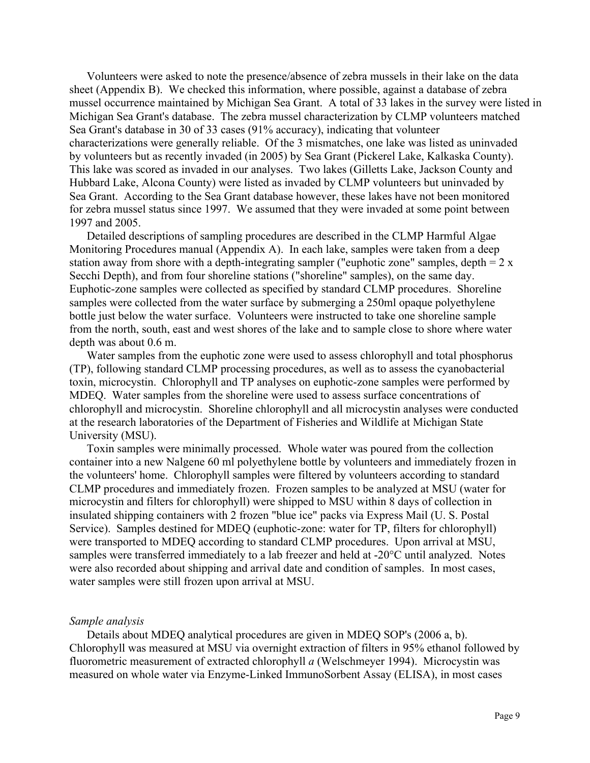Volunteers were asked to note the presence/absence of zebra mussels in their lake on the data sheet (Appendix B). We checked this information, where possible, against a database of zebra mussel occurrence maintained by Michigan Sea Grant. A total of 33 lakes in the survey were listed in Michigan Sea Grant's database. The zebra mussel characterization by CLMP volunteers matched Sea Grant's database in 30 of 33 cases (91% accuracy), indicating that volunteer characterizations were generally reliable. Of the 3 mismatches, one lake was listed as uninvaded by volunteers but as recently invaded (in 2005) by Sea Grant (Pickerel Lake, Kalkaska County). This lake was scored as invaded in our analyses. Two lakes (Gilletts Lake, Jackson County and Hubbard Lake, Alcona County) were listed as invaded by CLMP volunteers but uninvaded by Sea Grant. According to the Sea Grant database however, these lakes have not been monitored for zebra mussel status since 1997. We assumed that they were invaded at some point between 1997 and 2005.

Detailed descriptions of sampling procedures are described in the CLMP Harmful Algae Monitoring Procedures manual (Appendix A). In each lake, samples were taken from a deep station away from shore with a depth-integrating sampler ("euphotic zone" samples, depth = 2 x Secchi Depth), and from four shoreline stations ("shoreline" samples), on the same day. Euphotic-zone samples were collected as specified by standard CLMP procedures. Shoreline samples were collected from the water surface by submerging a 250ml opaque polyethylene bottle just below the water surface. Volunteers were instructed to take one shoreline sample from the north, south, east and west shores of the lake and to sample close to shore where water depth was about 0.6 m.

Water samples from the euphotic zone were used to assess chlorophyll and total phosphorus (TP), following standard CLMP processing procedures, as well as to assess the cyanobacterial toxin, microcystin. Chlorophyll and TP analyses on euphotic-zone samples were performed by MDEQ. Water samples from the shoreline were used to assess surface concentrations of chlorophyll and microcystin. Shoreline chlorophyll and all microcystin analyses were conducted at the research laboratories of the Department of Fisheries and Wildlife at Michigan State University (MSU).

Toxin samples were minimally processed. Whole water was poured from the collection container into a new Nalgene 60 ml polyethylene bottle by volunteers and immediately frozen in the volunteers' home. Chlorophyll samples were filtered by volunteers according to standard CLMP procedures and immediately frozen. Frozen samples to be analyzed at MSU (water for microcystin and filters for chlorophyll) were shipped to MSU within 8 days of collection in insulated shipping containers with 2 frozen "blue ice" packs via Express Mail (U. S. Postal Service). Samples destined for MDEQ (euphotic-zone: water for TP, filters for chlorophyll) were transported to MDEQ according to standard CLMP procedures. Upon arrival at MSU, samples were transferred immediately to a lab freezer and held at -20°C until analyzed. Notes were also recorded about shipping and arrival date and condition of samples. In most cases, water samples were still frozen upon arrival at MSU.

*Sample analysis*

Details about MDEQ analytical procedures are given in MDEQ SOP's (2006 a, b). Chlorophyll was measured at MSU via overnight extraction of filters in 95% ethanol followed by fluorometric measurement of extracted chlorophyll *a* (Welschmeyer 1994). Microcystin was measured on whole water via Enzyme-Linked ImmunoSorbent Assay (ELISA), in most cases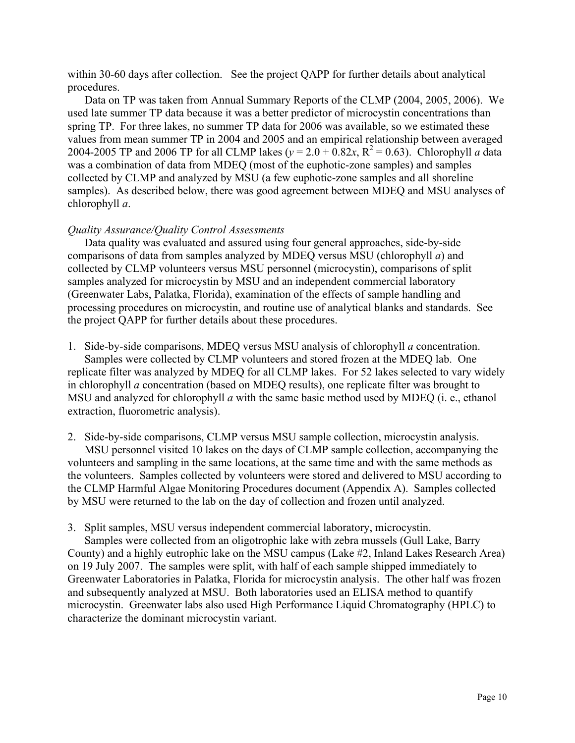within 30-60 days after collection. See the project QAPP for further details about analytical procedures.

Data on TP was taken from Annual Summary Reports of the CLMP (2004, 2005, 2006). We used late summer TP data because it was a better predictor of microcystin concentrations than spring TP. For three lakes, no summer TP data for 2006 was available, so we estimated these values from mean summer TP in 2004 and 2005 and an empirical relationship between averaged 2004-2005 TP and 2006 TP for all CLMP lakes ($y = 2.0 + 0.82x$, $R^2 = 0.63$). Chlorophyll *a* data was a combination of data from MDEQ (most of the euphotic-zone samples) and samples collected by CLMP and analyzed by MSU (a few euphotic-zone samples and all shoreline samples). As described below, there was good agreement between MDEQ and MSU analyses of chlorophyll *a*.

*Quality Assurance/Quality Control Assessments*

Data quality was evaluated and assured using four general approaches, side-by-side comparisons of data from samples analyzed by MDEQ versus MSU (chlorophyll *a*) and collected by CLMP volunteers versus MSU personnel (microcystin), comparisons of split samples analyzed for microcystin by MSU and an independent commercial laboratory (Greenwater Labs, Palatka, Florida), examination of the effects of sample handling and processing procedures on microcystin, and routine use of analytical blanks and standards. See the project QAPP for further details about these procedures.

1. Side-by-side comparisons, MDEQ versus MSU analysis of chlorophyll *a* concentration.

Samples were collected by CLMP volunteers and stored frozen at the MDEQ lab. One replicate filter was analyzed by MDEQ for all CLMP lakes. For 52 lakes selected to vary widely in chlorophyll *a* concentration (based on MDEQ results), one replicate filter was brought to MSU and analyzed for chlorophyll *a* with the same basic method used by MDEQ (i. e., ethanol extraction, fluorometric analysis).

2. Side-by-side comparisons, CLMP versus MSU sample collection, microcystin analysis.

MSU personnel visited 10 lakes on the days of CLMP sample collection, accompanying the volunteers and sampling in the same locations, at the same time and with the same methods as the volunteers. Samples collected by volunteers were stored and delivered to MSU according to the CLMP Harmful Algae Monitoring Procedures document (Appendix A). Samples collected by MSU were returned to the lab on the day of collection and frozen until analyzed.

3. Split samples, MSU versus independent commercial laboratory, microcystin.

Samples were collected from an oligotrophic lake with zebra mussels (Gull Lake, Barry County) and a highly eutrophic lake on the MSU campus (Lake #2, Inland Lakes Research Area) on 19 July 2007. The samples were split, with half of each sample shipped immediately to Greenwater Laboratories in Palatka, Florida for microcystin analysis. The other half was frozen and subsequently analyzed at MSU. Both laboratories used an ELISA method to quantify microcystin. Greenwater labs also used High Performance Liquid Chromatography (HPLC) to characterize the dominant microcystin variant.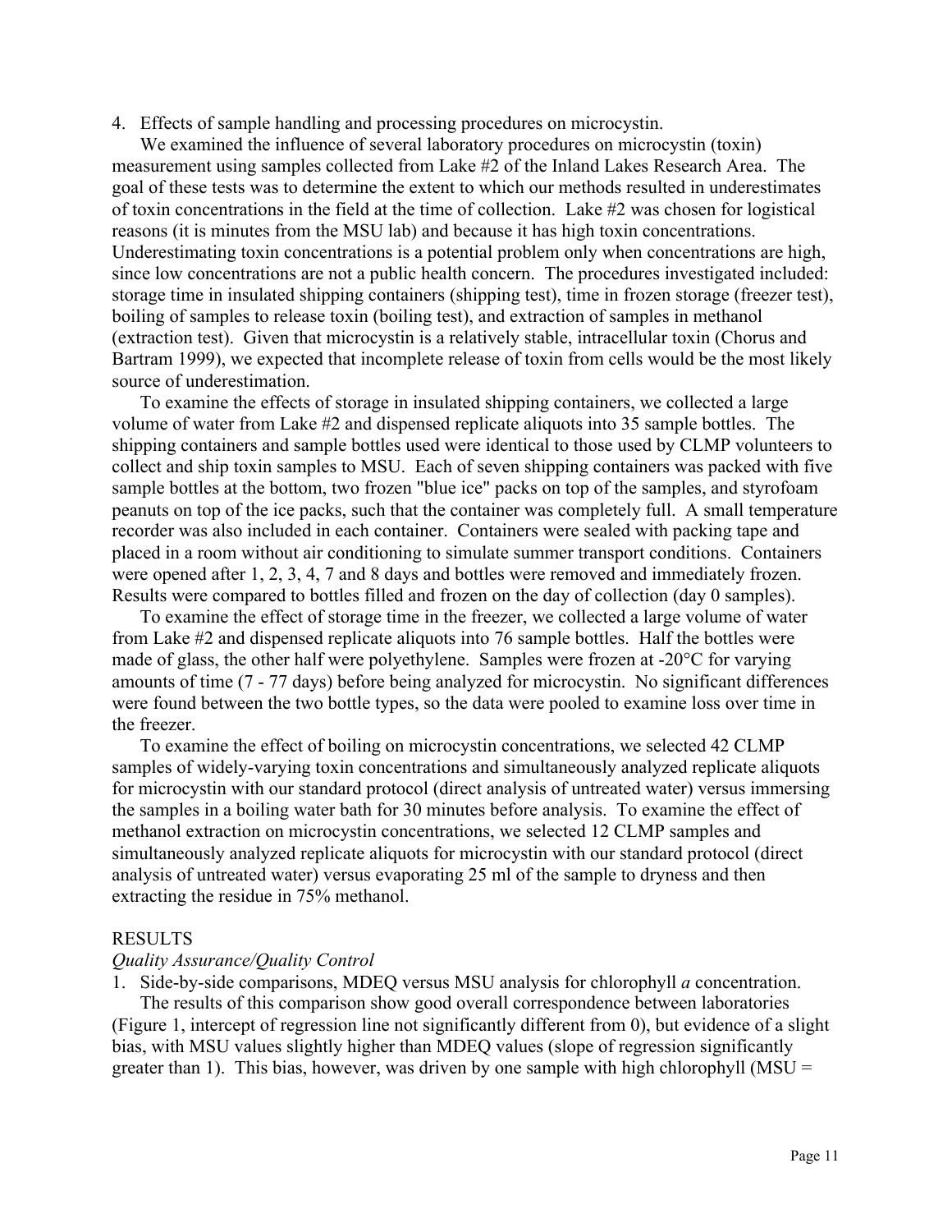4. Effects of sample handling and processing procedures on microcystin.

We examined the influence of several laboratory procedures on microcystin (toxin) measurement using samples collected from Lake #2 of the Inland Lakes Research Area. The goal of these tests was to determine the extent to which our methods resulted in underestimates of toxin concentrations in the field at the time of collection. Lake #2 was chosen for logistical reasons (it is minutes from the MSU lab) and because it has high toxin concentrations. Underestimating toxin concentrations is a potential problem only when concentrations are high, since low concentrations are not a public health concern. The procedures investigated included: storage time in insulated shipping containers (shipping test), time in frozen storage (freezer test), boiling of samples to release toxin (boiling test), and extraction of samples in methanol (extraction test). Given that microcystin is a relatively stable, intracellular toxin (Chorus and Bartram 1999), we expected that incomplete release of toxin from cells would be the most likely source of underestimation.

To examine the effects of storage in insulated shipping containers, we collected a large volume of water from Lake #2 and dispensed replicate aliquots into 35 sample bottles. The shipping containers and sample bottles used were identical to those used by CLMP volunteers to collect and ship toxin samples to MSU. Each of seven shipping containers was packed with five sample bottles at the bottom, two frozen "blue ice" packs on top of the samples, and styrofoam peanuts on top of the ice packs, such that the container was completely full. A small temperature recorder was also included in each container. Containers were sealed with packing tape and placed in a room without air conditioning to simulate summer transport conditions. Containers were opened after 1, 2, 3, 4, 7 and 8 days and bottles were removed and immediately frozen. Results were compared to bottles filled and frozen on the day of collection (day 0 samples).

To examine the effect of storage time in the freezer, we collected a large volume of water from Lake #2 and dispensed replicate aliquots into 76 sample bottles. Half the bottles were made of glass, the other half were polyethylene. Samples were frozen at -20°C for varying amounts of time (7 - 77 days) before being analyzed for microcystin. No significant differences were found between the two bottle types, so the data were pooled to examine loss over time in the freezer.

To examine the effect of boiling on microcystin concentrations, we selected 42 CLMP samples of widely-varying toxin concentrations and simultaneously analyzed replicate aliquots for microcystin with our standard protocol (direct analysis of untreated water) versus immersing the samples in a boiling water bath for 30 minutes before analysis. To examine the effect of methanol extraction on microcystin concentrations, we selected 12 CLMP samples and simultaneously analyzed replicate aliquots for microcystin with our standard protocol (direct analysis of untreated water) versus evaporating 25 ml of the sample to dryness and then extracting the residue in 75% methanol.

## RESULTS

### *Quality Assurance/Quality Control*

1. Side-by-side comparisons, MDEQ versus MSU analysis for chlorophyll *a* concentration.

The results of this comparison show good overall correspondence between laboratories (Figure 1, intercept of regression line not significantly different from 0), but evidence of a slight bias, with MSU values slightly higher than MDEQ values (slope of regression significantly greater than 1). This bias, however, was driven by one sample with high chlorophyll (MSU =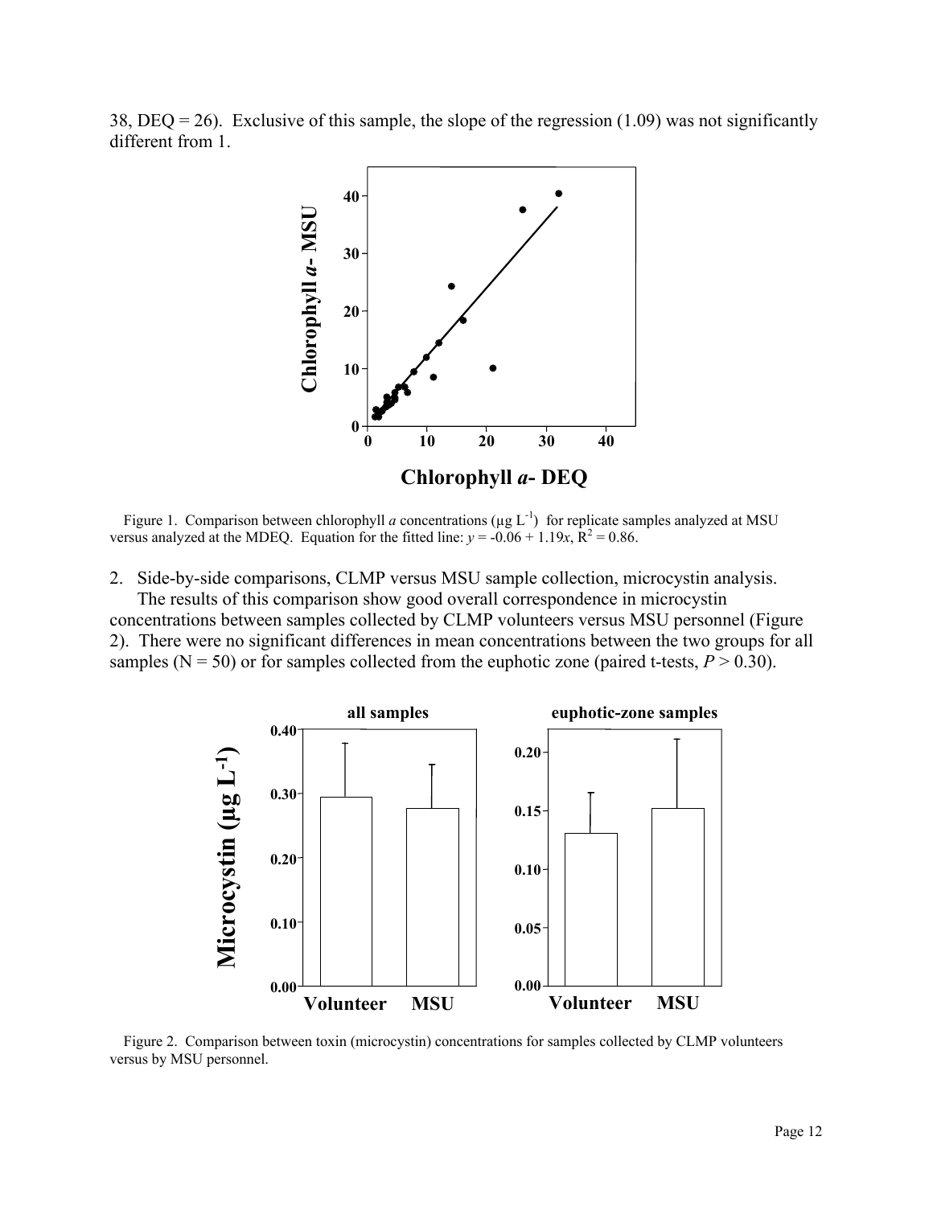38, DEQ = 26). Exclusive of this sample, the slope of the regression (1.09) was not significantly different from 1.

Figure 1. Comparison between chlorophyll *a* concentrations ($\mu g\ L^{-1}$) for replicate samples analyzed at MSU versus analyzed at the MDEQ. Equation for the fitted line: $y = -0.06 + 1.19x$, $R^2 = 0.86$.

2. Side-by-side comparisons, CLMP versus MSU sample collection, microcystin analysis.

The results of this comparison show good overall correspondence in microcystin concentrations between samples collected by CLMP volunteers versus MSU personnel (Figure 2). There were no significant differences in mean concentrations between the two groups for all samples (N = 50) or for samples collected from the euphotic zone (paired t-tests, $P > 0.30$).

Figure 2. Comparison between toxin (microcystin) concentrations for samples collected by CLMP volunteers versus by MSU personnel.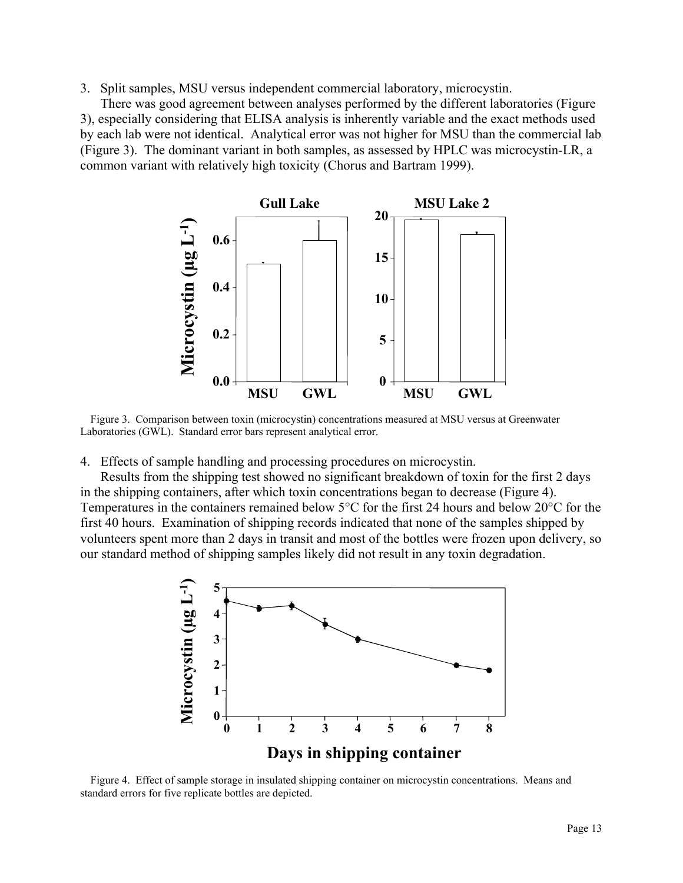3. Split samples, MSU versus independent commercial laboratory, microcystin.

There was good agreement between analyses performed by the different laboratories (Figure 3), especially considering that ELISA analysis is inherently variable and the exact methods used by each lab were not identical. Analytical error was not higher for MSU than the commercial lab (Figure 3). The dominant variant in both samples, as assessed by HPLC was microcystin-LR, a common variant with relatively high toxicity (Chorus and Bartram 1999).

Figure 3. Comparison between toxin (microcystin) concentrations measured at MSU versus at Greenwater Laboratories (GWL). Standard error bars represent analytical error.

4. Effects of sample handling and processing procedures on microcystin.

Results from the shipping test showed no significant breakdown of toxin for the first 2 days in the shipping containers, after which toxin concentrations began to decrease (Figure 4). Temperatures in the containers remained below 5°C for the first 24 hours and below 20°C for the first 40 hours. Examination of shipping records indicated that none of the samples shipped by volunteers spent more than 2 days in transit and most of the bottles were frozen upon delivery, so our standard method of shipping samples likely did not result in any toxin degradation.

Figure 4. Effect of sample storage in insulated shipping container on microcystin concentrations. Means and standard errors for five replicate bottles are depicted.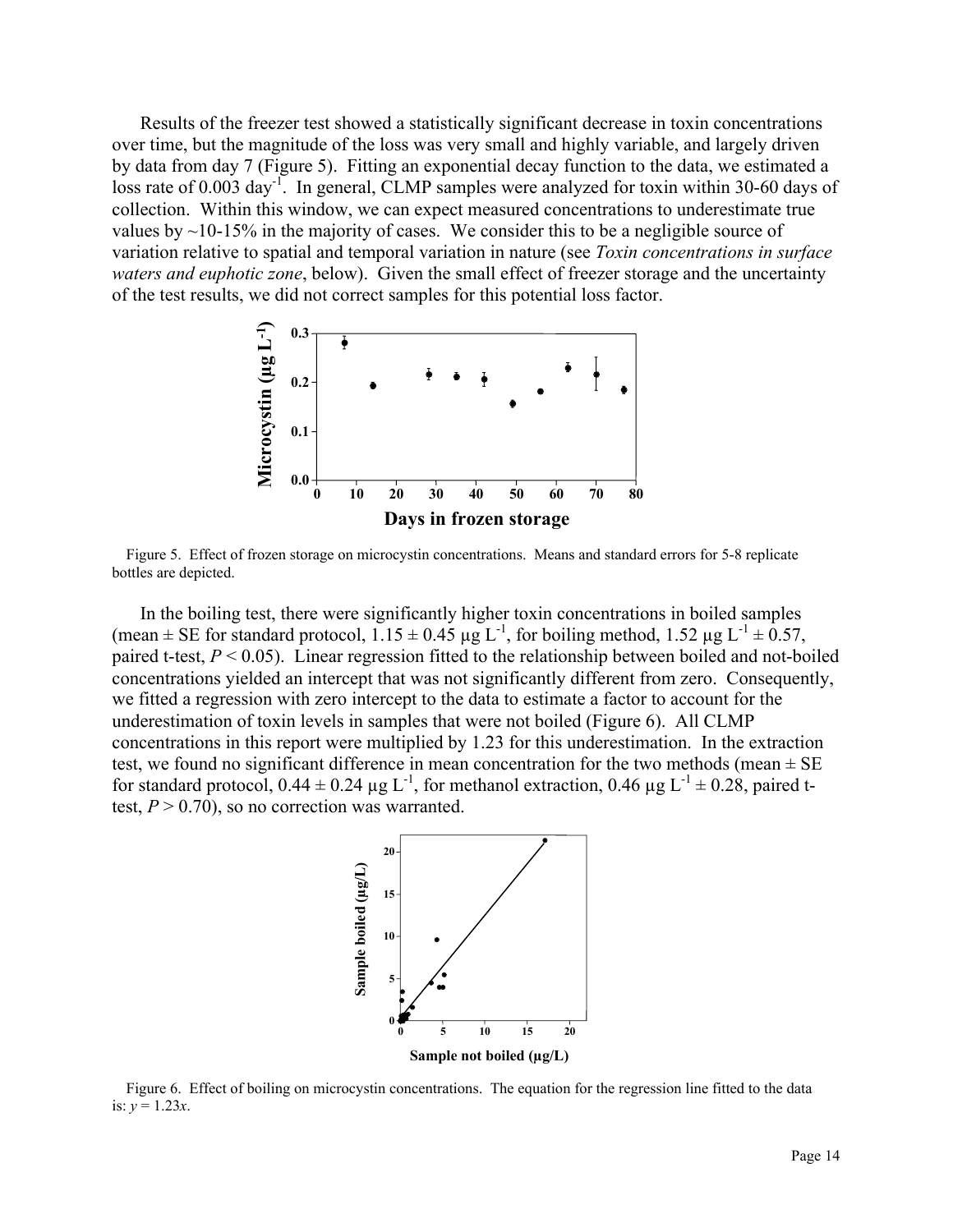Results of the freezer test showed a statistically significant decrease in toxin concentrations over time, but the magnitude of the loss was very small and highly variable, and largely driven by data from day 7 (Figure 5). Fitting an exponential decay function to the data, we estimated a loss rate of 0.003 $day^{-1}$. In general, CLMP samples were analyzed for toxin within 30-60 days of collection. Within this window, we can expect measured concentrations to underestimate true values by ~10-15% in the majority of cases. We consider this to be a negligible source of variation relative to spatial and temporal variation in nature (see *Toxin concentrations in surface waters and euphotic zone*, below). Given the small effect of freezer storage and the uncertainty of the test results, we did not correct samples for this potential loss factor.

Figure 5. Effect of frozen storage on microcystin concentrations. Means and standard errors for 5-8 replicate bottles are depicted.

In the boiling test, there were significantly higher toxin concentrations in boiled samples (mean ± SE for standard protocol, 1.15 ± 0.45 µg $L^{-1}$, for boiling method, 1.52 µg $L^{-1}$ ± 0.57, paired t-test, $P < 0.05$). Linear regression fitted to the relationship between boiled and not-boiled concentrations yielded an intercept that was not significantly different from zero. Consequently, we fitted a regression with zero intercept to the data to estimate a factor to account for the underestimation of toxin levels in samples that were not boiled (Figure 6). All CLMP concentrations in this report were multiplied by 1.23 for this underestimation. In the extraction test, we found no significant difference in mean concentration for the two methods (mean ± SE for standard protocol, 0.44 ± 0.24 µg $L^{-1}$, for methanol extraction, 0.46 µg $L^{-1}$ ± 0.28, paired t-test, $P > 0.70$), so no correction was warranted.

Figure 6. Effect of boiling on microcystin concentrations. The equation for the regression line fitted to the data is: $y = 1.23x$.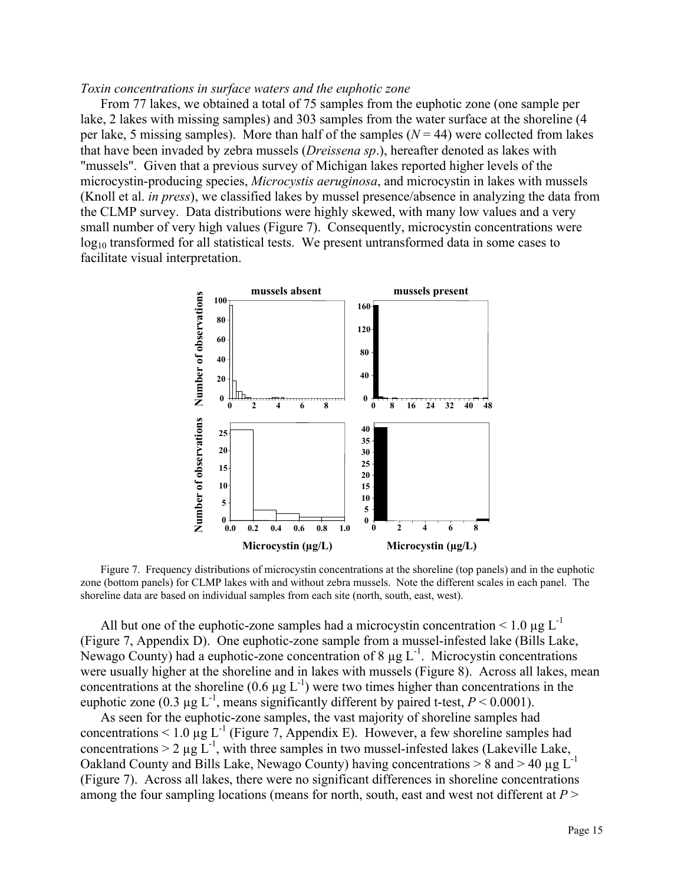*Toxin concentrations in surface waters and the euphotic zone*

From 77 lakes, we obtained a total of 75 samples from the euphotic zone (one sample per lake, 2 lakes with missing samples) and 303 samples from the water surface at the shoreline (4 per lake, 5 missing samples). More than half of the samples ($N = 44$) were collected from lakes that have been invaded by zebra mussels (*Dreissena sp*.), hereafter denoted as lakes with "mussels". Given that a previous survey of Michigan lakes reported higher levels of the microcystin-producing species, *Microcystis aeruginosa*, and microcystin in lakes with mussels (Knoll et al. *in press*), we classified lakes by mussel presence/absence in analyzing the data from the CLMP survey. Data distributions were highly skewed, with many low values and a very small number of very high values (Figure 7). Consequently, microcystin concentrations were $\log_{10}$ transformed for all statistical tests. We present untransformed data in some cases to facilitate visual interpretation.

Figure 7. Frequency distributions of microcystin concentrations at the shoreline (top panels) and in the euphotic zone (bottom panels) for CLMP lakes with and without zebra mussels. Note the different scales in each panel. The shoreline data are based on individual samples from each site (north, south, east, west).

All but one of the euphotic-zone samples had a microcystin concentration < 1.0 $\mu g\ L^{-1}$ (Figure 7, Appendix D). One euphotic-zone sample from a mussel-infested lake (Bills Lake, Newago County) had a euphotic-zone concentration of 8 $\mu g\ L^{-1}$. Microcystin concentrations were usually higher at the shoreline and in lakes with mussels (Figure 8). Across all lakes, mean concentrations at the shoreline (0.6 $\mu g\ L^{-1}$) were two times higher than concentrations in the euphotic zone (0.3 $\mu g\ L^{-1}$, means significantly different by paired t-test, $P < 0.0001$).

As seen for the euphotic-zone samples, the vast majority of shoreline samples had concentrations < 1.0 $\mu g\ L^{-1}$ (Figure 7, Appendix E). However, a few shoreline samples had concentrations > 2 $\mu g\ L^{-1}$, with three samples in two mussel-infested lakes (Lakeville Lake, Oakland County and Bills Lake, Newago County) having concentrations > 8 and > 40 $\mu g\ L^{-1}$ (Figure 7). Across all lakes, there were no significant differences in shoreline concentrations among the four sampling locations (means for north, south, east and west not different at $P >$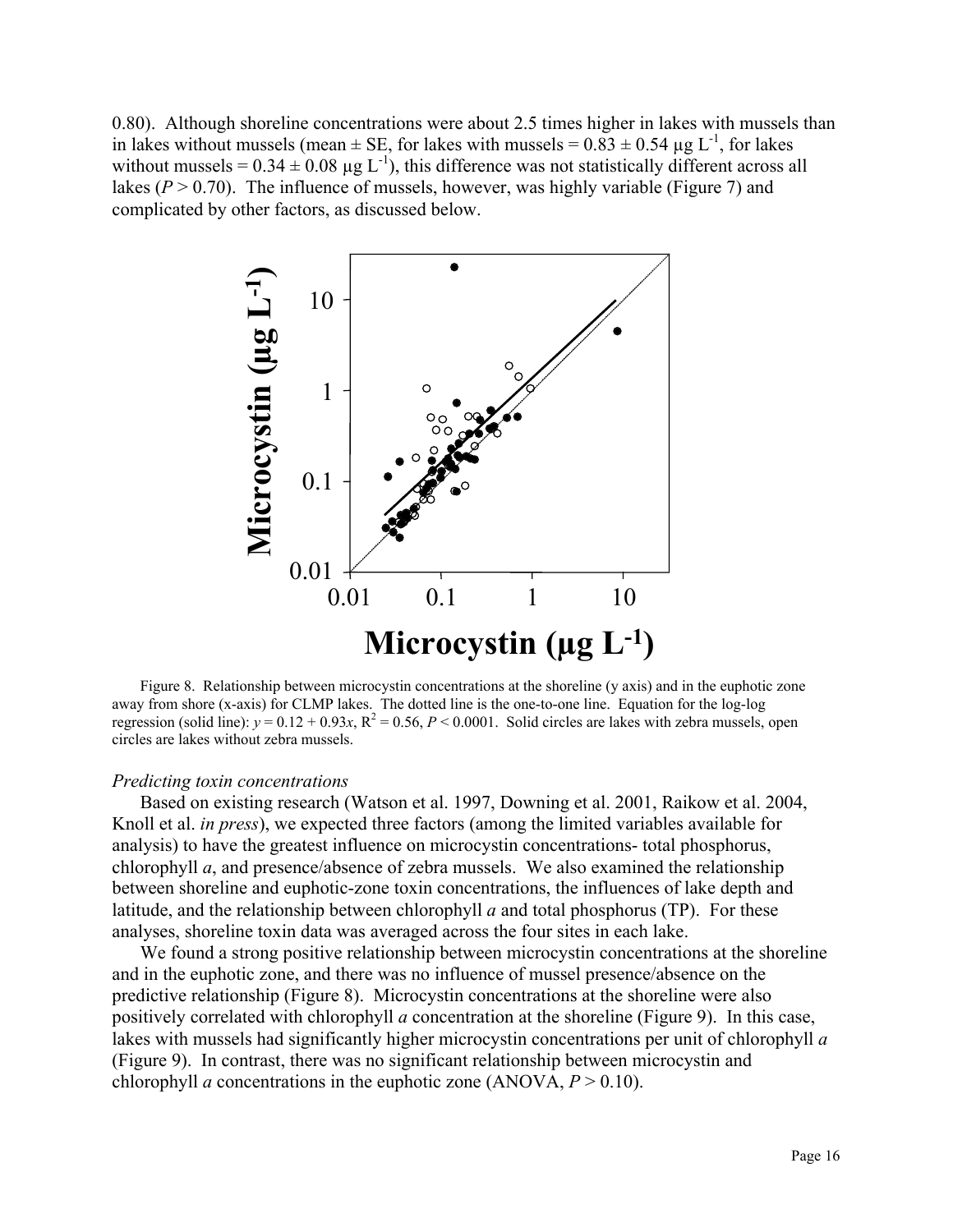0.80). Although shoreline concentrations were about 2.5 times higher in lakes with mussels than in lakes without mussels (mean ± SE, for lakes with mussels = 0.83 ± 0.54 µg $L^{-1}$, for lakes without mussels = 0.34 ± 0.08 µg $L^{-1}$), this difference was not statistically different across all lakes ($P > 0.70$). The influence of mussels, however, was highly variable (Figure 7) and complicated by other factors, as discussed below.

Figure 8. Relationship between microcystin concentrations at the shoreline (y axis) and in the euphotic zone away from shore (x-axis) for CLMP lakes. The dotted line is the one-to-one line. Equation for the log-log regression (solid line): $y = 0.12 + 0.93x$, $R^2 = 0.56$, $P < 0.0001$. Solid circles are lakes with zebra mussels, open circles are lakes without zebra mussels.

*Predicting toxin concentrations*

Based on existing research (Watson et al. 1997, Downing et al. 2001, Raikow et al. 2004, Knoll et al. *in press*), we expected three factors (among the limited variables available for analysis) to have the greatest influence on microcystin concentrations- total phosphorus, chlorophyll *a*, and presence/absence of zebra mussels. We also examined the relationship between shoreline and euphotic-zone toxin concentrations, the influences of lake depth and latitude, and the relationship between chlorophyll *a* and total phosphorus (TP). For these analyses, shoreline toxin data was averaged across the four sites in each lake.

We found a strong positive relationship between microcystin concentrations at the shoreline and in the euphotic zone, and there was no influence of mussel presence/absence on the predictive relationship (Figure 8). Microcystin concentrations at the shoreline were also positively correlated with chlorophyll *a* concentration at the shoreline (Figure 9). In this case, lakes with mussels had significantly higher microcystin concentrations per unit of chlorophyll *a* (Figure 9). In contrast, there was no significant relationship between microcystin and chlorophyll *a* concentrations in the euphotic zone (ANOVA, $P > 0.10$).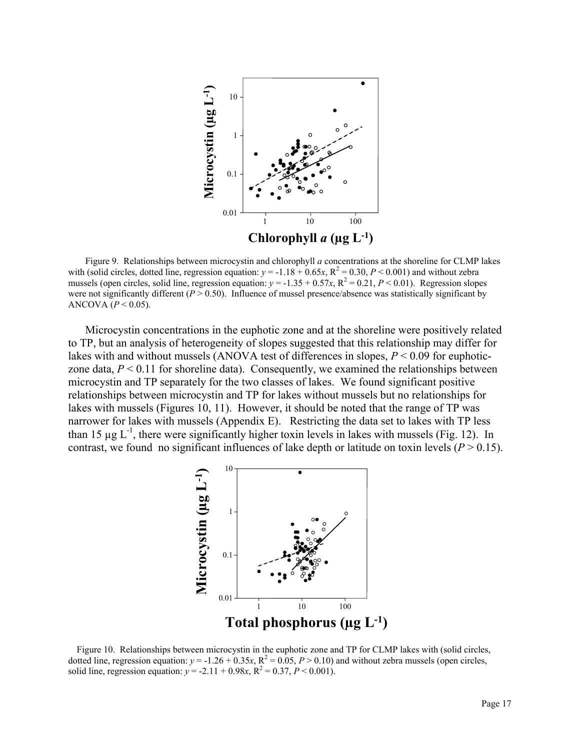Figure 9. Relationships between microcystin and chlorophyll *a* concentrations at the shoreline for CLMP lakes with (solid circles, dotted line, regression equation: $y = -1.18 + 0.65x$, $R^2 = 0.30$, $P < 0.001$) and without zebra mussels (open circles, solid line, regression equation: $y = -1.35 + 0.57x$, $R^2 = 0.21$, $P < 0.01$). Regression slopes were not significantly different ($P > 0.50$). Influence of mussel presence/absence was statistically significant by ANCOVA ($P < 0.05$).

Microcystin concentrations in the euphotic zone and at the shoreline were positively related to TP, but an analysis of heterogeneity of slopes suggested that this relationship may differ for lakes with and without mussels (ANOVA test of differences in slopes, $P < 0.09$ for euphotic-zone data, $P < 0.11$ for shoreline data). Consequently, we examined the relationships between microcystin and TP separately for the two classes of lakes. We found significant positive relationships between microcystin and TP for lakes without mussels but no relationships for lakes with mussels (Figures 10, 11). However, it should be noted that the range of TP was narrower for lakes with mussels (Appendix E). Restricting the data set to lakes with TP less than 15 µg $L^{-1}$, there were significantly higher toxin levels in lakes with mussels (Fig. 12). In contrast, we found no significant influences of lake depth or latitude on toxin levels ($P > 0.15$).

Figure 10. Relationships between microcystin in the euphotic zone and TP for CLMP lakes with (solid circles, dotted line, regression equation: $y = -1.26 + 0.35x$, $R^2 = 0.05$, $P > 0.10$) and without zebra mussels (open circles, solid line, regression equation: $y = -2.11 + 0.98x$, $R^2 = 0.37$, $P < 0.001$).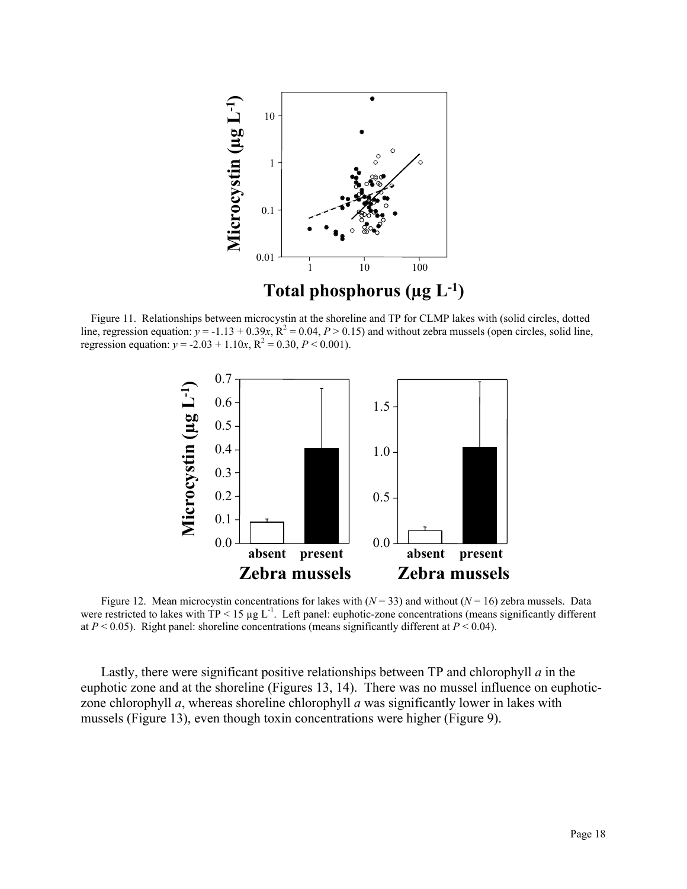Figure 11. Relationships between microcystin at the shoreline and TP for CLMP lakes with (solid circles, dotted line, regression equation: $y = -1.13 + 0.39x$, $R^2 = 0.04$, $P > 0.15$) and without zebra mussels (open circles, solid line, regression equation: $y = -2.03 + 1.10x$, $R^2 = 0.30$, $P < 0.001$).

Figure 12. Mean microcystin concentrations for lakes with ($N = 33$) and without ($N = 16$) zebra mussels. Data were restricted to lakes with TP < 15 µg $L^{-1}$. Left panel: euphotic-zone concentrations (means significantly different at $P < 0.05$). Right panel: shoreline concentrations (means significantly different at $P < 0.04$).

Lastly, there were significant positive relationships between TP and chlorophyll *a* in the euphotic zone and at the shoreline (Figures 13, 14). There was no mussel influence on euphotic-zone chlorophyll *a*, whereas shoreline chlorophyll *a* was significantly lower in lakes with mussels (Figure 13), even though toxin concentrations were higher (Figure 9).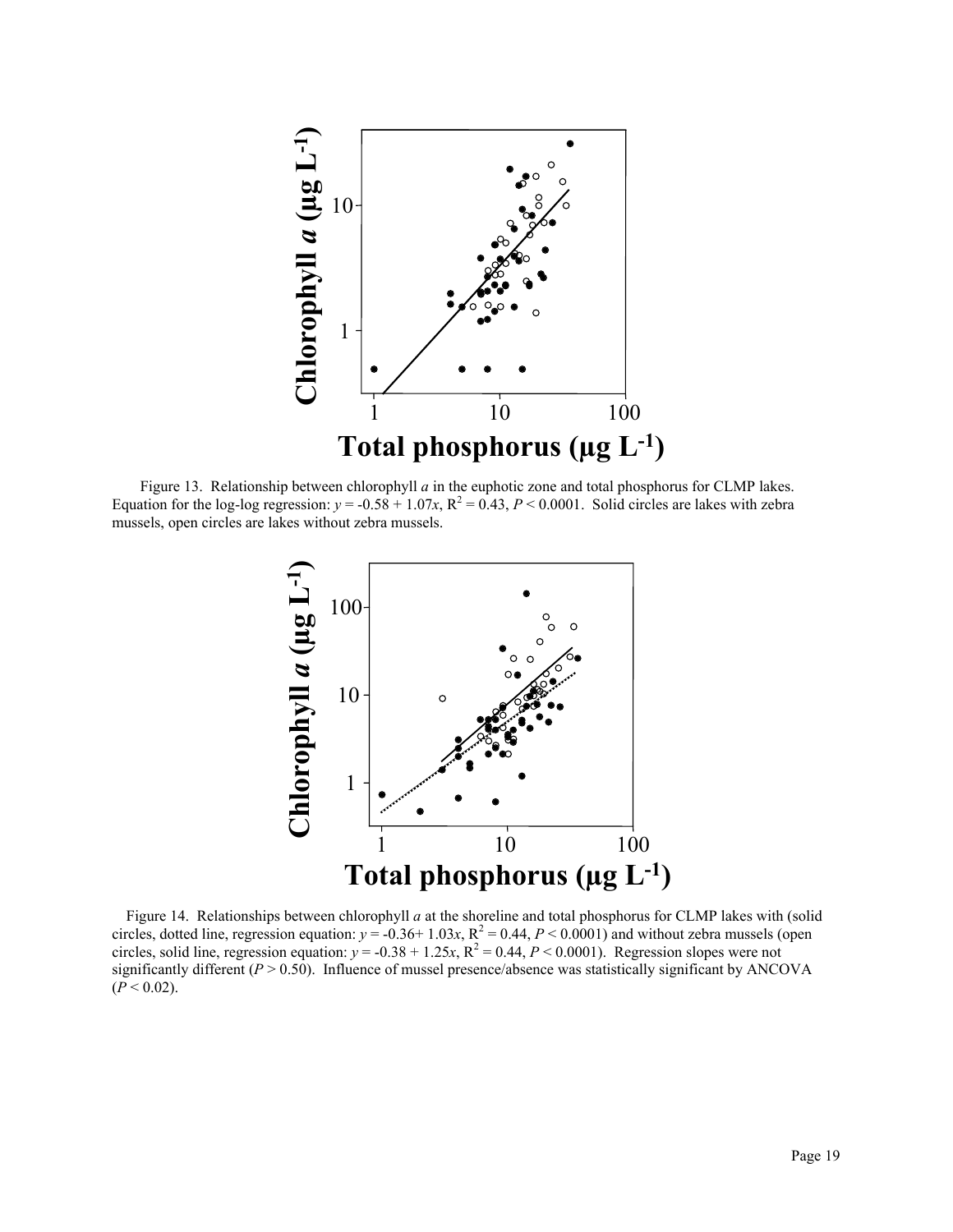Figure 13. Relationship between chlorophyll *a* in the euphotic zone and total phosphorus for CLMP lakes. Equation for the log-log regression: $y = -0.58 + 1.07x$, $R^2 = 0.43$, $P < 0.0001$. Solid circles are lakes with zebra mussels, open circles are lakes without zebra mussels.

Figure 14. Relationships between chlorophyll *a* at the shoreline and total phosphorus for CLMP lakes with (solid circles, dotted line, regression equation: $y = -0.36 + 1.03x$, $R^2 = 0.44$, $P < 0.0001$) and without zebra mussels (open circles, solid line, regression equation: $y = -0.38 + 1.25x$, $R^2 = 0.44$, $P < 0.0001$). Regression slopes were not significantly different ($P > 0.50$). Influence of mussel presence/absence was statistically significant by ANCOVA ($P < 0.02$).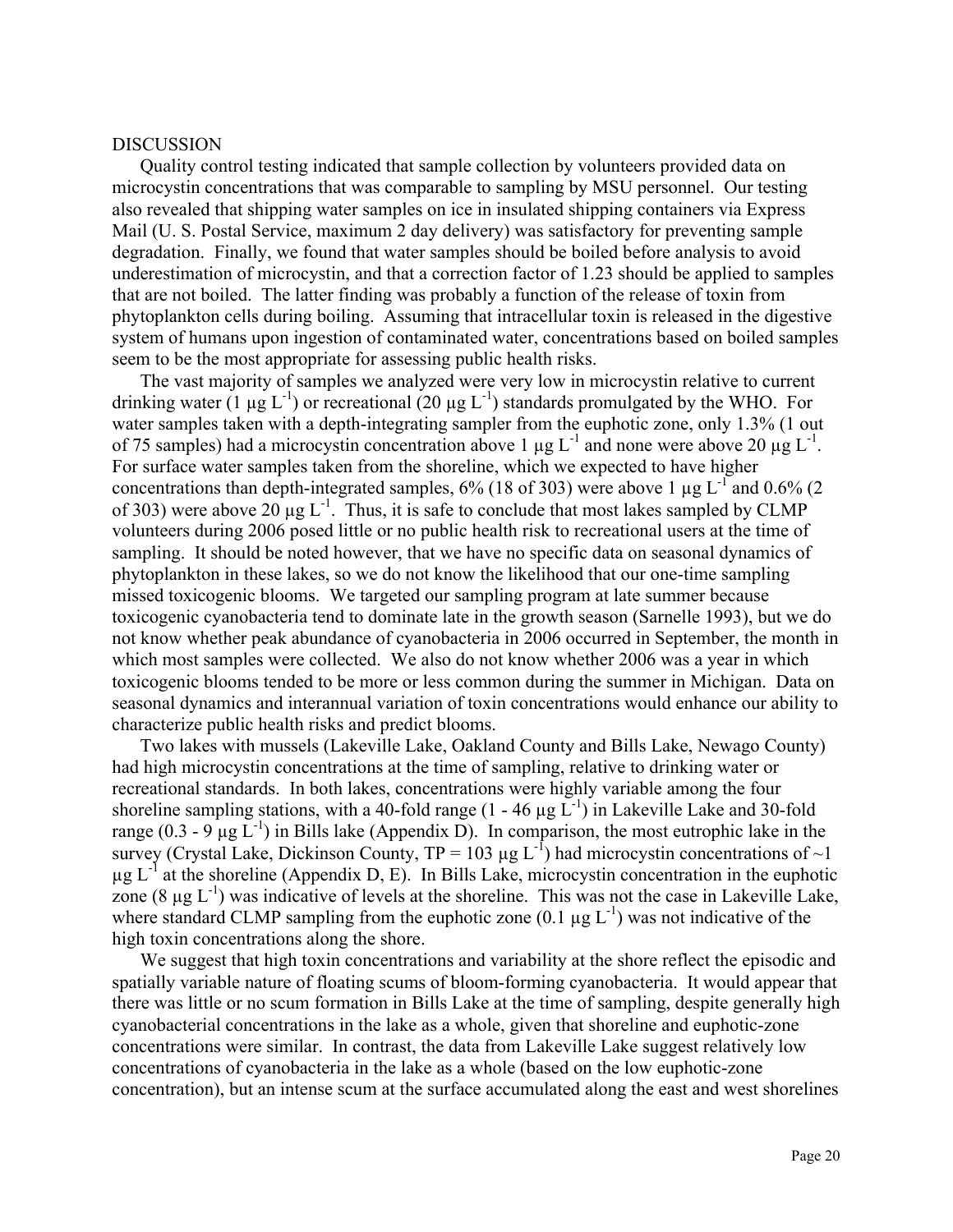## DISCUSSION

Quality control testing indicated that sample collection by volunteers provided data on microcystin concentrations that was comparable to sampling by MSU personnel. Our testing also revealed that shipping water samples on ice in insulated shipping containers via Express Mail (U. S. Postal Service, maximum 2 day delivery) was satisfactory for preventing sample degradation. Finally, we found that water samples should be boiled before analysis to avoid underestimation of microcystin, and that a correction factor of 1.23 should be applied to samples that are not boiled. The latter finding was probably a function of the release of toxin from phytoplankton cells during boiling. Assuming that intracellular toxin is released in the digestive system of humans upon ingestion of contaminated water, concentrations based on boiled samples seem to be the most appropriate for assessing public health risks.

The vast majority of samples we analyzed were very low in microcystin relative to current drinking water (1 μg $L^{-1}$) or recreational (20 μg $L^{-1}$) standards promulgated by the WHO. For water samples taken with a depth-integrating sampler from the euphotic zone, only 1.3% (1 out of 75 samples) had a microcystin concentration above 1 μg $L^{-1}$ and none were above 20 μg $L^{-1}$. For surface water samples taken from the shoreline, which we expected to have higher concentrations than depth-integrated samples, 6% (18 of 303) were above 1 μg $L^{-1}$ and 0.6% (2 of 303) were above 20 μg $L^{-1}$. Thus, it is safe to conclude that most lakes sampled by CLMP volunteers during 2006 posed little or no public health risk to recreational users at the time of sampling. It should be noted however, that we have no specific data on seasonal dynamics of phytoplankton in these lakes, so we do not know the likelihood that our one-time sampling missed toxicogenic blooms. We targeted our sampling program at late summer because toxicogenic cyanobacteria tend to dominate late in the growth season (Sarnelle 1993), but we do not know whether peak abundance of cyanobacteria in 2006 occurred in September, the month in which most samples were collected. We also do not know whether 2006 was a year in which toxicogenic blooms tended to be more or less common during the summer in Michigan. Data on seasonal dynamics and interannual variation of toxin concentrations would enhance our ability to characterize public health risks and predict blooms.

Two lakes with mussels (Lakeville Lake, Oakland County and Bills Lake, Newago County) had high microcystin concentrations at the time of sampling, relative to drinking water or recreational standards. In both lakes, concentrations were highly variable among the four shoreline sampling stations, with a 40-fold range (1 - 46 μg $L^{-1}$) in Lakeville Lake and 30-fold range (0.3 - 9 μg $L^{-1}$) in Bills lake (Appendix D). In comparison, the most eutrophic lake in the survey (Crystal Lake, Dickinson County, TP = 103 μg $L^{-1}$) had microcystin concentrations of ~1 μg $L^{-1}$ at the shoreline (Appendix D, E). In Bills Lake, microcystin concentration in the euphotic zone (8 μg $L^{-1}$) was indicative of levels at the shoreline. This was not the case in Lakeville Lake, where standard CLMP sampling from the euphotic zone (0.1 μg $L^{-1}$) was not indicative of the high toxin concentrations along the shore.

We suggest that high toxin concentrations and variability at the shore reflect the episodic and spatially variable nature of floating scums of bloom-forming cyanobacteria. It would appear that there was little or no scum formation in Bills Lake at the time of sampling, despite generally high cyanobacterial concentrations in the lake as a whole, given that shoreline and euphotic-zone concentrations were similar. In contrast, the data from Lakeville Lake suggest relatively low concentrations of cyanobacteria in the lake as a whole (based on the low euphotic-zone concentration), but an intense scum at the surface accumulated along the east and west shorelines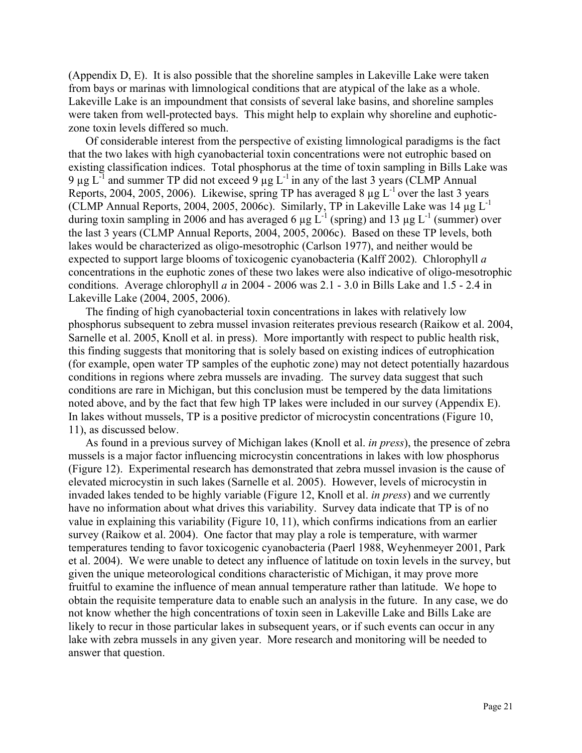(Appendix D, E). It is also possible that the shoreline samples in Lakeville Lake were taken from bays or marinas with limnological conditions that are atypical of the lake as a whole. Lakeville Lake is an impoundment that consists of several lake basins, and shoreline samples were taken from well-protected bays. This might help to explain why shoreline and euphotic-zone toxin levels differed so much.

Of considerable interest from the perspective of existing limnological paradigms is the fact that the two lakes with high cyanobacterial toxin concentrations were not eutrophic based on existing classification indices. Total phosphorus at the time of toxin sampling in Bills Lake was 9 $\mu g\ L^{-1}$ and summer TP did not exceed 9 $\mu g\ L^{-1}$ in any of the last 3 years (CLMP Annual Reports, 2004, 2005, 2006). Likewise, spring TP has averaged 8 $\mu g\ L^{-1}$ over the last 3 years (CLMP Annual Reports, 2004, 2005, 2006c). Similarly, TP in Lakeville Lake was 14 $\mu g\ L^{-1}$ during toxin sampling in 2006 and has averaged 6 $\mu g\ L^{-1}$ (spring) and 13 $\mu g\ L^{-1}$ (summer) over the last 3 years (CLMP Annual Reports, 2004, 2005, 2006c). Based on these TP levels, both lakes would be characterized as oligo-mesotrophic (Carlson 1977), and neither would be expected to support large blooms of toxicogenic cyanobacteria (Kalff 2002). Chlorophyll *a* concentrations in the euphotic zones of these two lakes were also indicative of oligo-mesotrophic conditions. Average chlorophyll *a* in 2004 - 2006 was 2.1 - 3.0 in Bills Lake and 1.5 - 2.4 in Lakeville Lake (2004, 2005, 2006).

The finding of high cyanobacterial toxin concentrations in lakes with relatively low phosphorus subsequent to zebra mussel invasion reiterates previous research (Raikow et al. 2004, Sarnelle et al. 2005, Knoll et al. in press). More importantly with respect to public health risk, this finding suggests that monitoring that is solely based on existing indices of eutrophication (for example, open water TP samples of the euphotic zone) may not detect potentially hazardous conditions in regions where zebra mussels are invading. The survey data suggest that such conditions are rare in Michigan, but this conclusion must be tempered by the data limitations noted above, and by the fact that few high TP lakes were included in our survey (Appendix E). In lakes without mussels, TP is a positive predictor of microcystin concentrations (Figure 10, 11), as discussed below.

As found in a previous survey of Michigan lakes (Knoll et al. *in press*), the presence of zebra mussels is a major factor influencing microcystin concentrations in lakes with low phosphorus (Figure 12). Experimental research has demonstrated that zebra mussel invasion is the cause of elevated microcystin in such lakes (Sarnelle et al. 2005). However, levels of microcystin in invaded lakes tended to be highly variable (Figure 12, Knoll et al. *in press*) and we currently have no information about what drives this variability. Survey data indicate that TP is of no value in explaining this variability (Figure 10, 11), which confirms indications from an earlier survey (Raikow et al. 2004). One factor that may play a role is temperature, with warmer temperatures tending to favor toxicogenic cyanobacteria (Paerl 1988, Weyhenmeyer 2001, Park et al. 2004). We were unable to detect any influence of latitude on toxin levels in the survey, but given the unique meteorological conditions characteristic of Michigan, it may prove more fruitful to examine the influence of mean annual temperature rather than latitude. We hope to obtain the requisite temperature data to enable such an analysis in the future. In any case, we do not know whether the high concentrations of toxin seen in Lakeville Lake and Bills Lake are likely to recur in those particular lakes in subsequent years, or if such events can occur in any lake with zebra mussels in any given year. More research and monitoring will be needed to answer that question.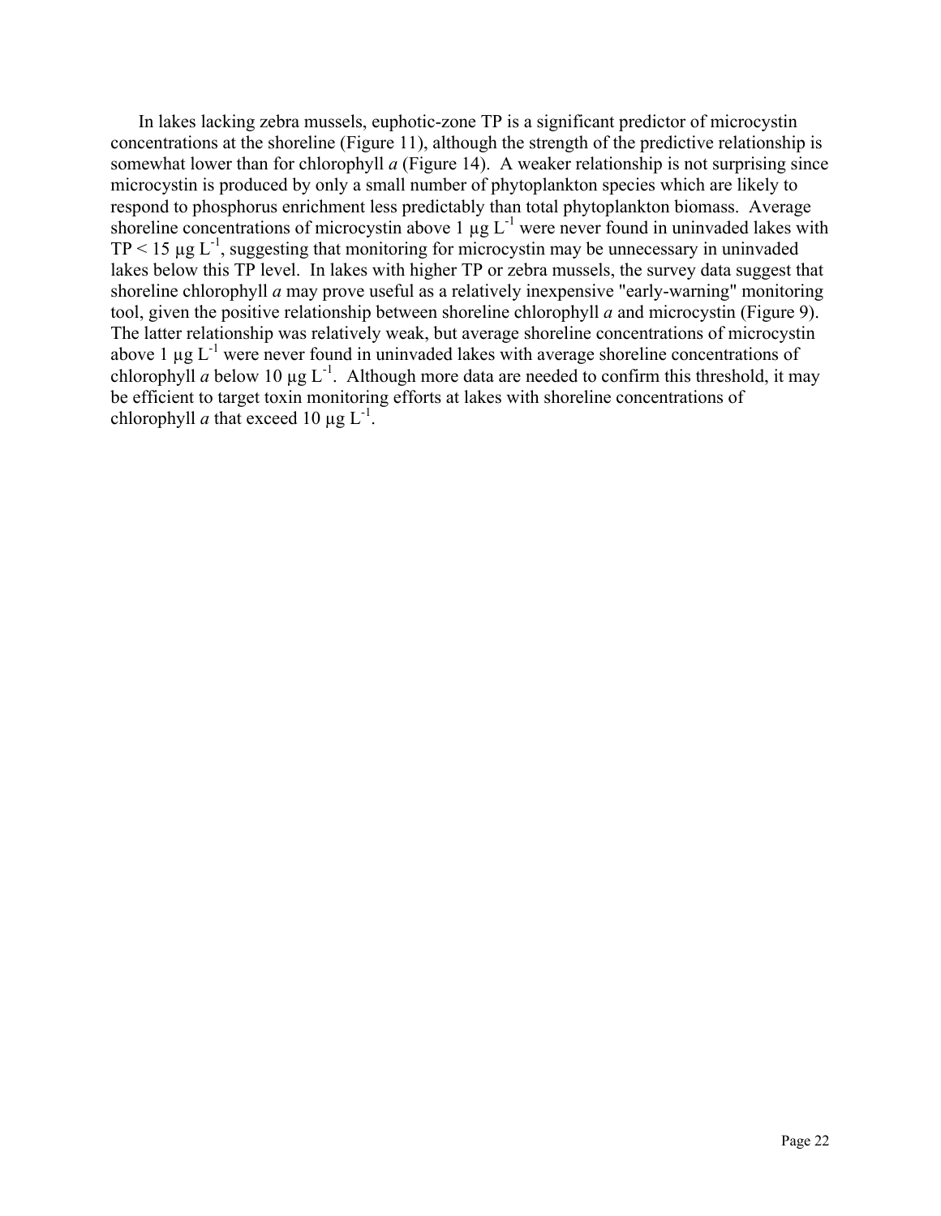In lakes lacking zebra mussels, euphotic-zone TP is a significant predictor of microcystin concentrations at the shoreline (Figure 11), although the strength of the predictive relationship is somewhat lower than for chlorophyll *a* (Figure 14). A weaker relationship is not surprising since microcystin is produced by only a small number of phytoplankton species which are likely to respond to phosphorus enrichment less predictably than total phytoplankton biomass. Average shoreline concentrations of microcystin above 1 µg $L^{-1}$ were never found in uninvaded lakes with TP < 15 µg $L^{-1}$, suggesting that monitoring for microcystin may be unnecessary in uninvaded lakes below this TP level. In lakes with higher TP or zebra mussels, the survey data suggest that shoreline chlorophyll *a* may prove useful as a relatively inexpensive "early-warning" monitoring tool, given the positive relationship between shoreline chlorophyll *a* and microcystin (Figure 9). The latter relationship was relatively weak, but average shoreline concentrations of microcystin above 1 µg $L^{-1}$ were never found in uninvaded lakes with average shoreline concentrations of chlorophyll *a* below 10 µg $L^{-1}$. Although more data are needed to confirm this threshold, it may be efficient to target toxin monitoring efforts at lakes with shoreline concentrations of chlorophyll *a* that exceed 10 µg $L^{-1}$.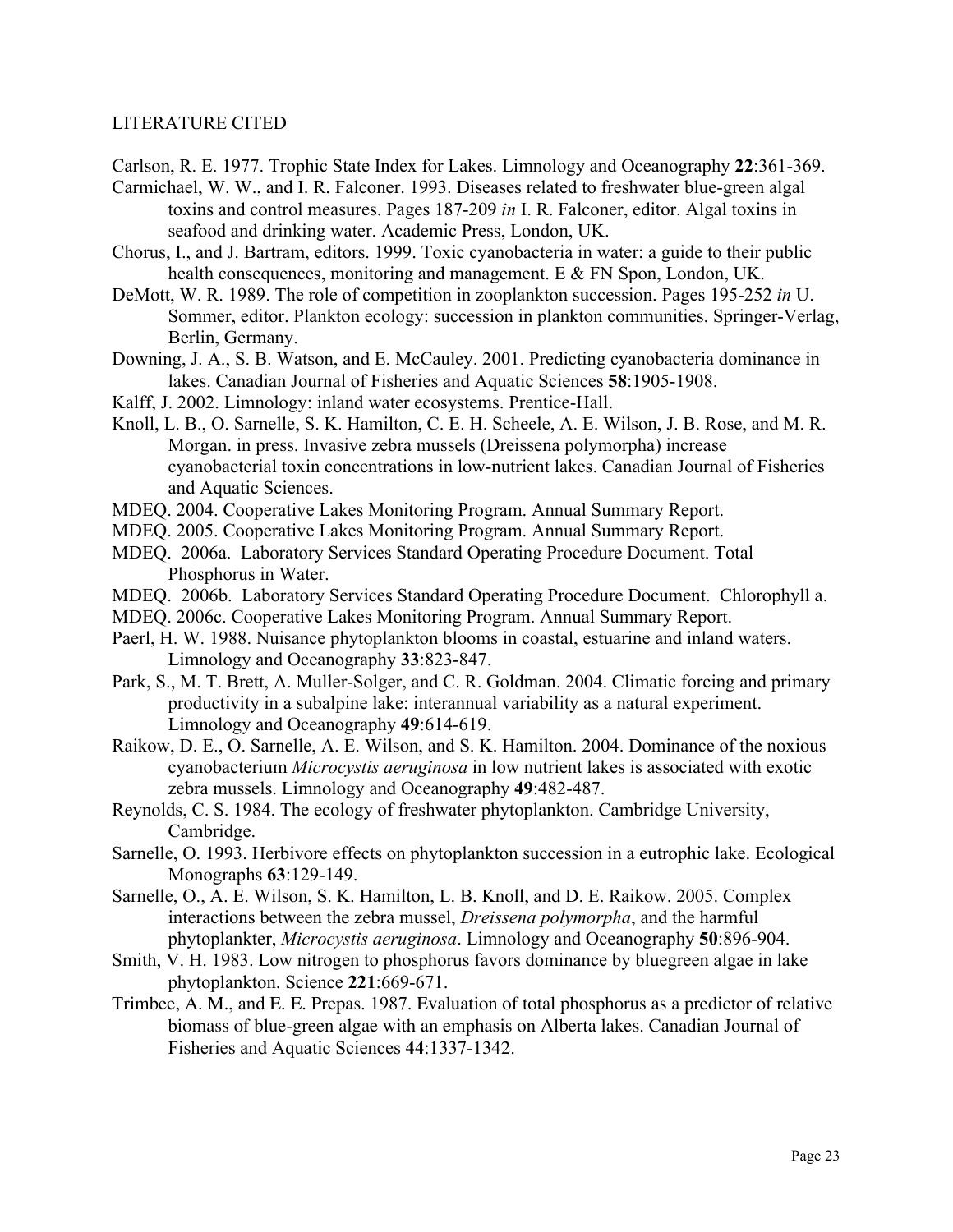## LITERATURE CITED

Carlson, R. E. 1977. Trophic State Index for Lakes. Limnology and Oceanography **22**:361-369.

Carmichael, W. W., and I. R. Falconer. 1993. Diseases related to freshwater blue-green algal toxins and control measures. Pages 187-209 *in* I. R. Falconer, editor. Algal toxins in seafood and drinking water. Academic Press, London, UK.

Chorus, I., and J. Bartram, editors. 1999. Toxic cyanobacteria in water: a guide to their public health consequences, monitoring and management. E & FN Spon, London, UK.

DeMott, W. R. 1989. The role of competition in zooplankton succession. Pages 195-252 *in* U. Sommer, editor. Plankton ecology: succession in plankton communities. Springer-Verlag, Berlin, Germany.

Downing, J. A., S. B. Watson, and E. McCauley. 2001. Predicting cyanobacteria dominance in lakes. Canadian Journal of Fisheries and Aquatic Sciences **58**:1905-1908.

Kalff, J. 2002. Limnology: inland water ecosystems. Prentice-Hall.

Knoll, L. B., O. Sarnelle, S. K. Hamilton, C. E. H. Scheele, A. E. Wilson, J. B. Rose, and M. R. Morgan. in press. Invasive zebra mussels (Dreissena polymorpha) increase cyanobacterial toxin concentrations in low-nutrient lakes. Canadian Journal of Fisheries and Aquatic Sciences.

MDEQ. 2004. Cooperative Lakes Monitoring Program. Annual Summary Report.

MDEQ. 2005. Cooperative Lakes Monitoring Program. Annual Summary Report.

MDEQ. 2006a. Laboratory Services Standard Operating Procedure Document. Total Phosphorus in Water.

MDEQ. 2006b. Laboratory Services Standard Operating Procedure Document. Chlorophyll a.

MDEQ. 2006c. Cooperative Lakes Monitoring Program. Annual Summary Report.

Paerl, H. W. 1988. Nuisance phytoplankton blooms in coastal, estuarine and inland waters. Limnology and Oceanography **33**:823-847.

Park, S., M. T. Brett, A. Muller-Solger, and C. R. Goldman. 2004. Climatic forcing and primary productivity in a subalpine lake: interannual variability as a natural experiment. Limnology and Oceanography **49**:614-619.

Raikow, D. E., O. Sarnelle, A. E. Wilson, and S. K. Hamilton. 2004. Dominance of the noxious cyanobacterium *Microcystis aeruginosa* in low nutrient lakes is associated with exotic zebra mussels. Limnology and Oceanography **49**:482-487.

Reynolds, C. S. 1984. The ecology of freshwater phytoplankton. Cambridge University, Cambridge.

Sarnelle, O. 1993. Herbivore effects on phytoplankton succession in a eutrophic lake. Ecological Monographs **63**:129-149.

Sarnelle, O., A. E. Wilson, S. K. Hamilton, L. B. Knoll, and D. E. Raikow. 2005. Complex interactions between the zebra mussel, *Dreissena polymorpha*, and the harmful phytoplankter, *Microcystis aeruginosa*. Limnology and Oceanography **50**:896-904.

Smith, V. H. 1983. Low nitrogen to phosphorus favors dominance by bluegreen algae in lake phytoplankton. Science **221**:669-671.

Trimbee, A. M., and E. E. Prepas. 1987. Evaluation of total phosphorus as a predictor of relative biomass of blue-green algae with an emphasis on Alberta lakes. Canadian Journal of Fisheries and Aquatic Sciences **44**:1337-1342.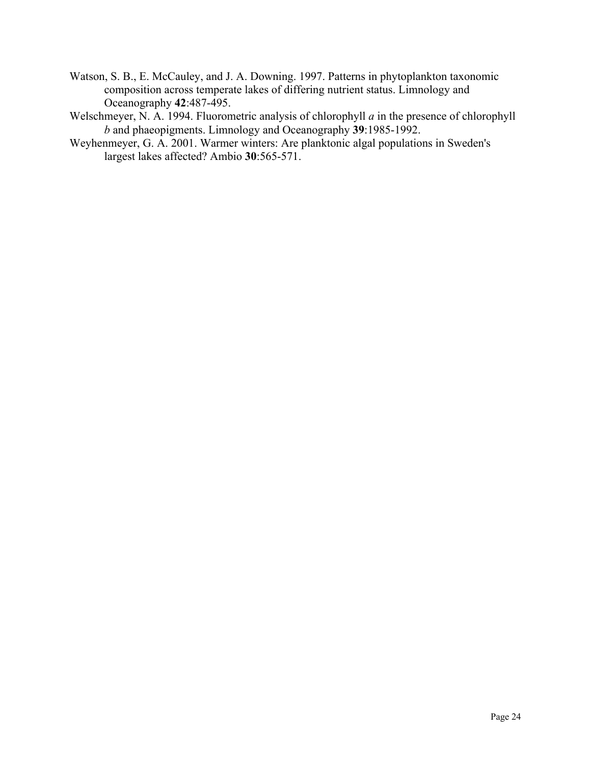Watson, S. B., E. McCauley, and J. A. Downing. 1997. Patterns in phytoplankton taxonomic composition across temperate lakes of differing nutrient status. Limnology and Oceanography **42**:487-495.

Welschmeyer, N. A. 1994. Fluorometric analysis of chlorophyll *a* in the presence of chlorophyll *b* and phaeopigments. Limnology and Oceanography **39**:1985-1992.

Weyhenmeyer, G. A. 2001. Warmer winters: Are planktonic algal populations in Sweden's largest lakes affected? Ambio **30**:565-571.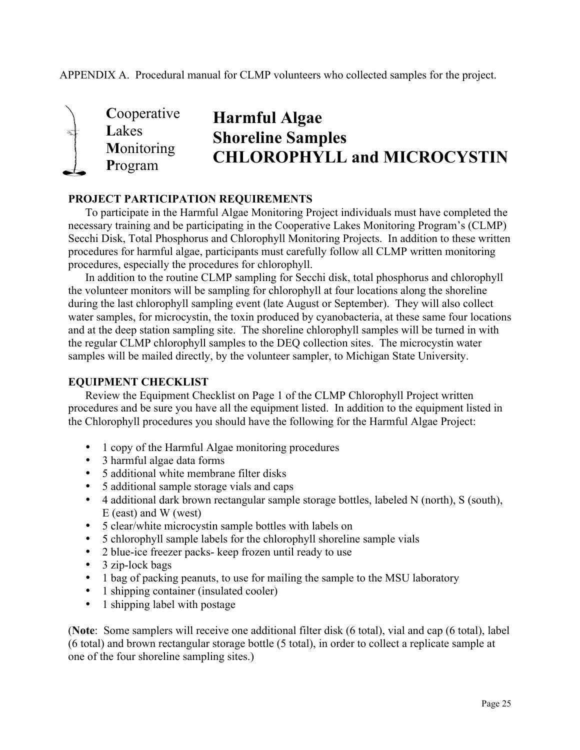APPENDIX A. Procedural manual for CLMP volunteers who collected samples for the project.

**C**ooperative
**L**akes
**M**onitoring
**P**rogram

# Harmful Algae Shoreline Samples CHLOROPHYLL and MICROCYSTIN

## PROJECT PARTICIPATION REQUIREMENTS

To participate in the Harmful Algae Monitoring Project individuals must have completed the necessary training and be participating in the Cooperative Lakes Monitoring Program's (CLMP) Secchi Disk, Total Phosphorus and Chlorophyll Monitoring Projects. In addition to these written procedures for harmful algae, participants must carefully follow all CLMP written monitoring procedures, especially the procedures for chlorophyll.

In addition to the routine CLMP sampling for Secchi disk, total phosphorus and chlorophyll the volunteer monitors will be sampling for chlorophyll at four locations along the shoreline during the last chlorophyll sampling event (late August or September). They will also collect water samples, for microcystin, the toxin produced by cyanobacteria, at these same four locations and at the deep station sampling site. The shoreline chlorophyll samples will be turned in with the regular CLMP chlorophyll samples to the DEQ collection sites. The microcystin water samples will be mailed directly, by the volunteer sampler, to Michigan State University.

## EQUIPMENT CHECKLIST

Review the Equipment Checklist on Page 1 of the CLMP Chlorophyll Project written procedures and be sure you have all the equipment listed. In addition to the equipment listed in the Chlorophyll procedures you should have the following for the Harmful Algae Project:

- 1 copy of the Harmful Algae monitoring procedures
- 3 harmful algae data forms
- 5 additional white membrane filter disks
- 5 additional sample storage vials and caps
- 4 additional dark brown rectangular sample storage bottles, labeled N (north), S (south), E (east) and W (west)
- 5 clear/white microcystin sample bottles with labels on
- 5 chlorophyll sample labels for the chlorophyll shoreline sample vials
- 2 blue-ice freezer packs- keep frozen until ready to use
- 3 zip-lock bags
- 1 bag of packing peanuts, to use for mailing the sample to the MSU laboratory
- 1 shipping container (insulated cooler)
- 1 shipping label with postage

(**Note**: Some samplers will receive one additional filter disk (6 total), vial and cap (6 total), label (6 total) and brown rectangular storage bottle (5 total), in order to collect a replicate sample at one of the four shoreline sampling sites.)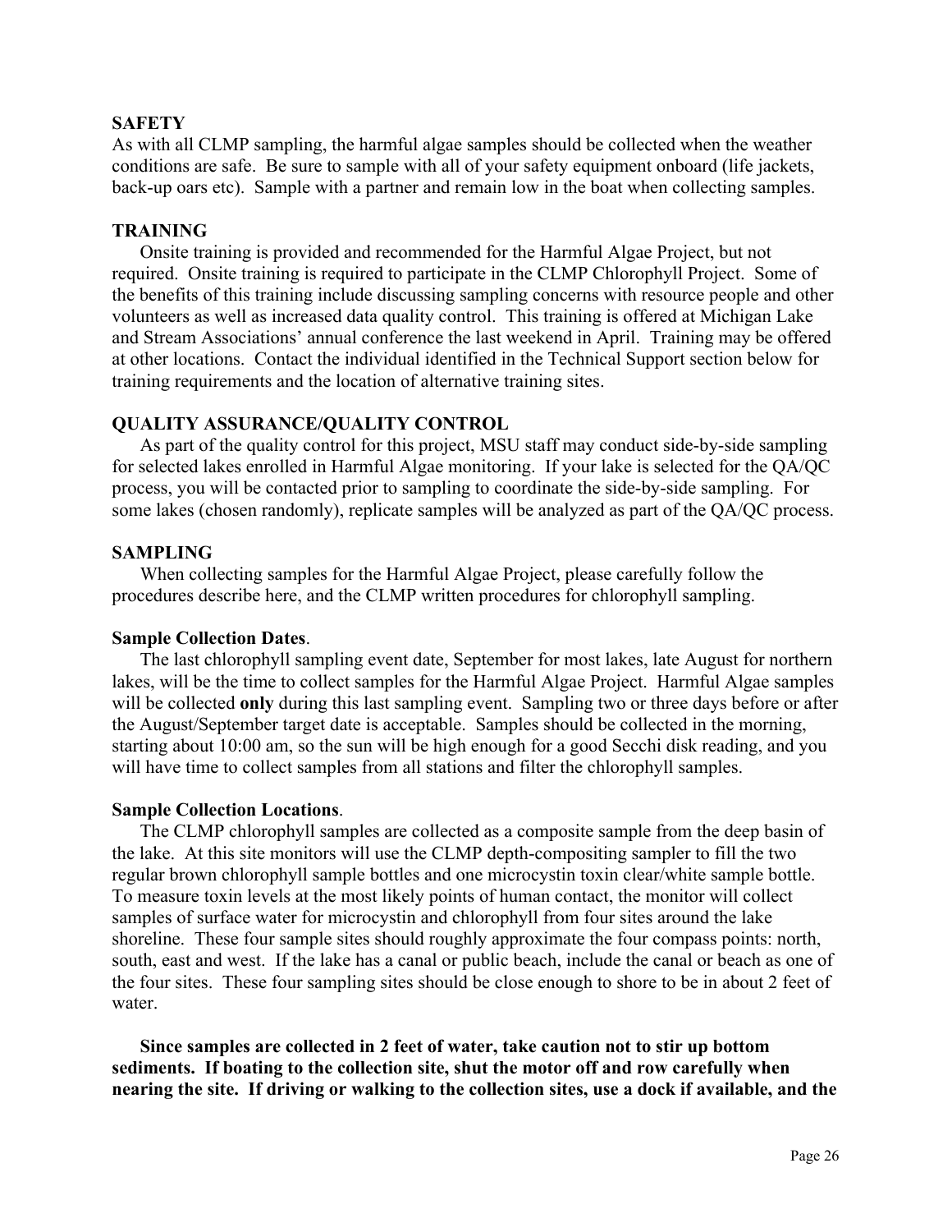## SAFETY

As with all CLMP sampling, the harmful algae samples should be collected when the weather conditions are safe. Be sure to sample with all of your safety equipment onboard (life jackets, back-up oars etc). Sample with a partner and remain low in the boat when collecting samples.

## TRAINING

Onsite training is provided and recommended for the Harmful Algae Project, but not required. Onsite training is required to participate in the CLMP Chlorophyll Project. Some of the benefits of this training include discussing sampling concerns with resource people and other volunteers as well as increased data quality control. This training is offered at Michigan Lake and Stream Associations' annual conference the last weekend in April. Training may be offered at other locations. Contact the individual identified in the Technical Support section below for training requirements and the location of alternative training sites.

## QUALITY ASSURANCE/QUALITY CONTROL

As part of the quality control for this project, MSU staff may conduct side-by-side sampling for selected lakes enrolled in Harmful Algae monitoring. If your lake is selected for the QA/QC process, you will be contacted prior to sampling to coordinate the side-by-side sampling. For some lakes (chosen randomly), replicate samples will be analyzed as part of the QA/QC process.

## SAMPLING

When collecting samples for the Harmful Algae Project, please carefully follow the procedures describe here, and the CLMP written procedures for chlorophyll sampling.

### Sample Collection Dates.

The last chlorophyll sampling event date, September for most lakes, late August for northern lakes, will be the time to collect samples for the Harmful Algae Project. Harmful Algae samples will be collected **only** during this last sampling event. Sampling two or three days before or after the August/September target date is acceptable. Samples should be collected in the morning, starting about 10:00 am, so the sun will be high enough for a good Secchi disk reading, and you will have time to collect samples from all stations and filter the chlorophyll samples.

### Sample Collection Locations.

The CLMP chlorophyll samples are collected as a composite sample from the deep basin of the lake. At this site monitors will use the CLMP depth-compositing sampler to fill the two regular brown chlorophyll sample bottles and one microcystin toxin clear/white sample bottle. To measure toxin levels at the most likely points of human contact, the monitor will collect samples of surface water for microcystin and chlorophyll from four sites around the lake shoreline. These four sample sites should roughly approximate the four compass points: north, south, east and west. If the lake has a canal or public beach, include the canal or beach as one of the four sites. These four sampling sites should be close enough to shore to be in about 2 feet of water.

**Since samples are collected in 2 feet of water, take caution not to stir up bottom sediments. If boating to the collection site, shut the motor off and row carefully when nearing the site. If driving or walking to the collection sites, use a dock if available, and the**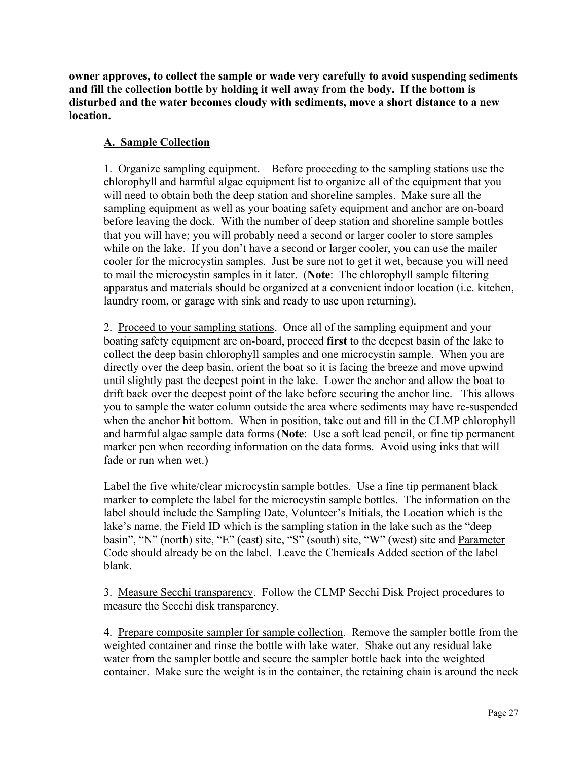**owner approves, to collect the sample or wade very carefully to avoid suspending sediments and fill the collection bottle by holding it well away from the body. If the bottom is disturbed and the water becomes cloudy with sediments, move a short distance to a new location.**

## A. Sample Collection

1. Organize sampling equipment. Before proceeding to the sampling stations use the chlorophyll and harmful algae equipment list to organize all of the equipment that you will need to obtain both the deep station and shoreline samples. Make sure all the sampling equipment as well as your boating safety equipment and anchor are on-board before leaving the dock. With the number of deep station and shoreline sample bottles that you will have; you will probably need a second or larger cooler to store samples while on the lake. If you don't have a second or larger cooler, you can use the mailer cooler for the microcystin samples. Just be sure not to get it wet, because you will need to mail the microcystin samples in it later. (**Note**: The chlorophyll sample filtering apparatus and materials should be organized at a convenient indoor location (i.e. kitchen, laundry room, or garage with sink and ready to use upon returning).

2. Proceed to your sampling stations. Once all of the sampling equipment and your boating safety equipment are on-board, proceed **first** to the deepest basin of the lake to collect the deep basin chlorophyll samples and one microcystin sample. When you are directly over the deep basin, orient the boat so it is facing the breeze and move upwind until slightly past the deepest point in the lake. Lower the anchor and allow the boat to drift back over the deepest point of the lake before securing the anchor line. This allows you to sample the water column outside the area where sediments may have re-suspended when the anchor hit bottom. When in position, take out and fill in the CLMP chlorophyll and harmful algae sample data forms (**Note**: Use a soft lead pencil, or fine tip permanent marker pen when recording information on the data forms. Avoid using inks that will fade or run when wet.)

Label the five white/clear microcystin sample bottles. Use a fine tip permanent black marker to complete the label for the microcystin sample bottles. The information on the label should include the Sampling Date, Volunteer's Initials, the Location which is the lake's name, the Field ID which is the sampling station in the lake such as the "deep basin", "N" (north) site, "E" (east) site, "S" (south) site, "W" (west) site and Parameter Code should already be on the label. Leave the Chemicals Added section of the label blank.

3. Measure Secchi transparency. Follow the CLMP Secchi Disk Project procedures to measure the Secchi disk transparency.

4. Prepare composite sampler for sample collection. Remove the sampler bottle from the weighted container and rinse the bottle with lake water. Shake out any residual lake water from the sampler bottle and secure the sampler bottle back into the weighted container. Make sure the weight is in the container, the retaining chain is around the neck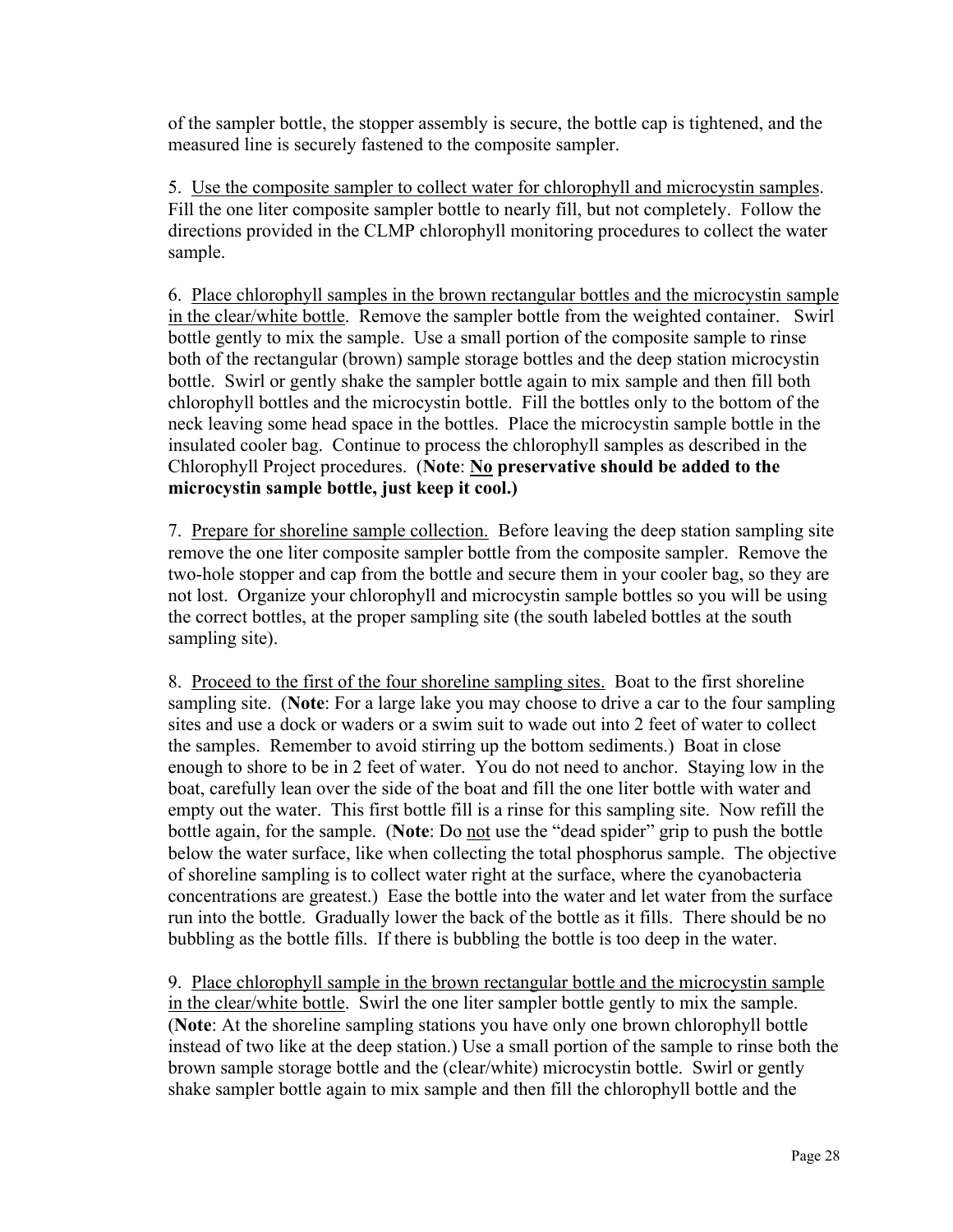of the sampler bottle, the stopper assembly is secure, the bottle cap is tightened, and the measured line is securely fastened to the composite sampler.

5. <u>Use the composite sampler to collect water for chlorophyll and microcystin samples</u>. Fill the one liter composite sampler bottle to nearly fill, but not completely. Follow the directions provided in the CLMP chlorophyll monitoring procedures to collect the water sample.

6. <u>Place chlorophyll samples in the brown rectangular bottles and the microcystin sample in the clear/white bottle</u>. Remove the sampler bottle from the weighted container. Swirl bottle gently to mix the sample. Use a small portion of the composite sample to rinse both of the rectangular (brown) sample storage bottles and the deep station microcystin bottle. Swirl or gently shake the sampler bottle again to mix sample and then fill both chlorophyll bottles and the microcystin bottle. Fill the bottles only to the bottom of the neck leaving some head space in the bottles. Place the microcystin sample bottle in the insulated cooler bag. Continue to process the chlorophyll samples as described in the Chlorophyll Project procedures. (**Note**: **<u>No</u> preservative should be added to the microcystin sample bottle, just keep it cool.)**

7. <u>Prepare for shoreline sample collection.</u> Before leaving the deep station sampling site remove the one liter composite sampler bottle from the composite sampler. Remove the two-hole stopper and cap from the bottle and secure them in your cooler bag, so they are not lost. Organize your chlorophyll and microcystin sample bottles so you will be using the correct bottles, at the proper sampling site (the south labeled bottles at the south sampling site).

8. <u>Proceed to the first of the four shoreline sampling sites.</u> Boat to the first shoreline sampling site. (**Note**: For a large lake you may choose to drive a car to the four sampling sites and use a dock or waders or a swim suit to wade out into 2 feet of water to collect the samples. Remember to avoid stirring up the bottom sediments.) Boat in close enough to shore to be in 2 feet of water. You do not need to anchor. Staying low in the boat, carefully lean over the side of the boat and fill the one liter bottle with water and empty out the water. This first bottle fill is a rinse for this sampling site. Now refill the bottle again, for the sample. (**Note**: Do <u>not</u> use the "dead spider" grip to push the bottle below the water surface, like when collecting the total phosphorus sample. The objective of shoreline sampling is to collect water right at the surface, where the cyanobacteria concentrations are greatest.) Ease the bottle into the water and let water from the surface run into the bottle. Gradually lower the back of the bottle as it fills. There should be no bubbling as the bottle fills. If there is bubbling the bottle is too deep in the water.

9. <u>Place chlorophyll sample in the brown rectangular bottle and the microcystin sample in the clear/white bottle</u>. Swirl the one liter sampler bottle gently to mix the sample. (**Note**: At the shoreline sampling stations you have only one brown chlorophyll bottle instead of two like at the deep station.) Use a small portion of the sample to rinse both the brown sample storage bottle and the (clear/white) microcystin bottle. Swirl or gently shake sampler bottle again to mix sample and then fill the chlorophyll bottle and the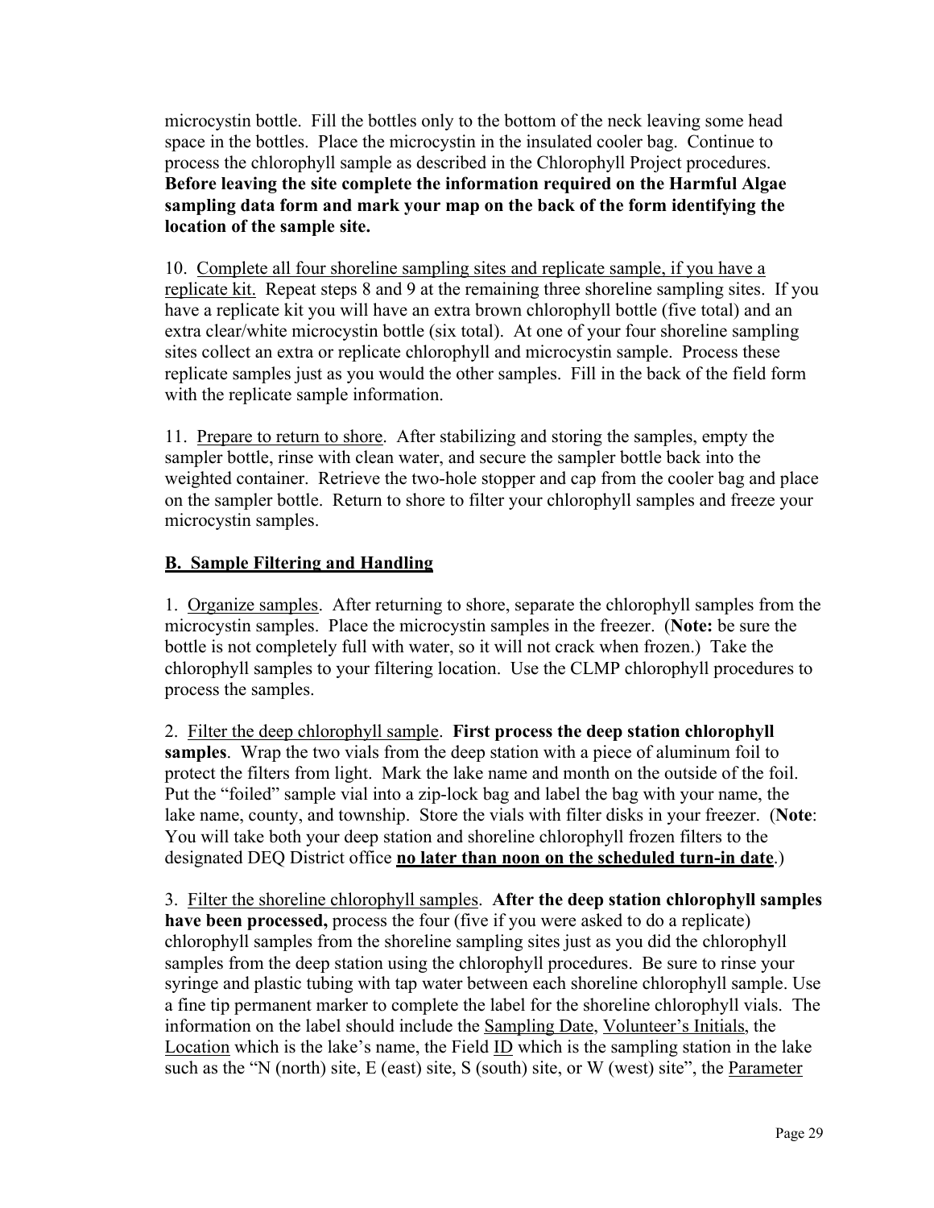microcystin bottle. Fill the bottles only to the bottom of the neck leaving some head space in the bottles. Place the microcystin in the insulated cooler bag. Continue to process the chlorophyll sample as described in the Chlorophyll Project procedures. **Before leaving the site complete the information required on the Harmful Algae sampling data form and mark your map on the back of the form identifying the location of the sample site.**

10. <u>Complete all four shoreline sampling sites and replicate sample, if you have a replicate kit.</u> Repeat steps 8 and 9 at the remaining three shoreline sampling sites. If you have a replicate kit you will have an extra brown chlorophyll bottle (five total) and an extra clear/white microcystin bottle (six total). At one of your four shoreline sampling sites collect an extra or replicate chlorophyll and microcystin sample. Process these replicate samples just as you would the other samples. Fill in the back of the field form with the replicate sample information.

11. <u>Prepare to return to shore</u>. After stabilizing and storing the samples, empty the sampler bottle, rinse with clean water, and secure the sampler bottle back into the weighted container. Retrieve the two-hole stopper and cap from the cooler bag and place on the sampler bottle. Return to shore to filter your chlorophyll samples and freeze your microcystin samples.

## B. Sample Filtering and Handling

1. <u>Organize samples</u>. After returning to shore, separate the chlorophyll samples from the microcystin samples. Place the microcystin samples in the freezer. (**Note:** be sure the bottle is not completely full with water, so it will not crack when frozen.) Take the chlorophyll samples to your filtering location. Use the CLMP chlorophyll procedures to process the samples.

2. <u>Filter the deep chlorophyll sample</u>. **First process the deep station chlorophyll samples**. Wrap the two vials from the deep station with a piece of aluminum foil to protect the filters from light. Mark the lake name and month on the outside of the foil. Put the "foiled" sample vial into a zip-lock bag and label the bag with your name, the lake name, county, and township. Store the vials with filter disks in your freezer. (**Note**: You will take both your deep station and shoreline chlorophyll frozen filters to the designated DEQ District office **<u>no later than noon on the scheduled turn-in date</u>**.)

3. <u>Filter the shoreline chlorophyll samples</u>. **After the deep station chlorophyll samples have been processed,** process the four (five if you were asked to do a replicate) chlorophyll samples from the shoreline sampling sites just as you did the chlorophyll samples from the deep station using the chlorophyll procedures. Be sure to rinse your syringe and plastic tubing with tap water between each shoreline chlorophyll sample. Use a fine tip permanent marker to complete the label for the shoreline chlorophyll vials. The information on the label should include the <u>Sampling Date</u>, <u>Volunteer's Initials</u>, the <u>Location</u> which is the lake's name, the Field <u>ID</u> which is the sampling station in the lake such as the "N (north) site, E (east) site, S (south) site, or W (west) site", the <u>Parameter</u>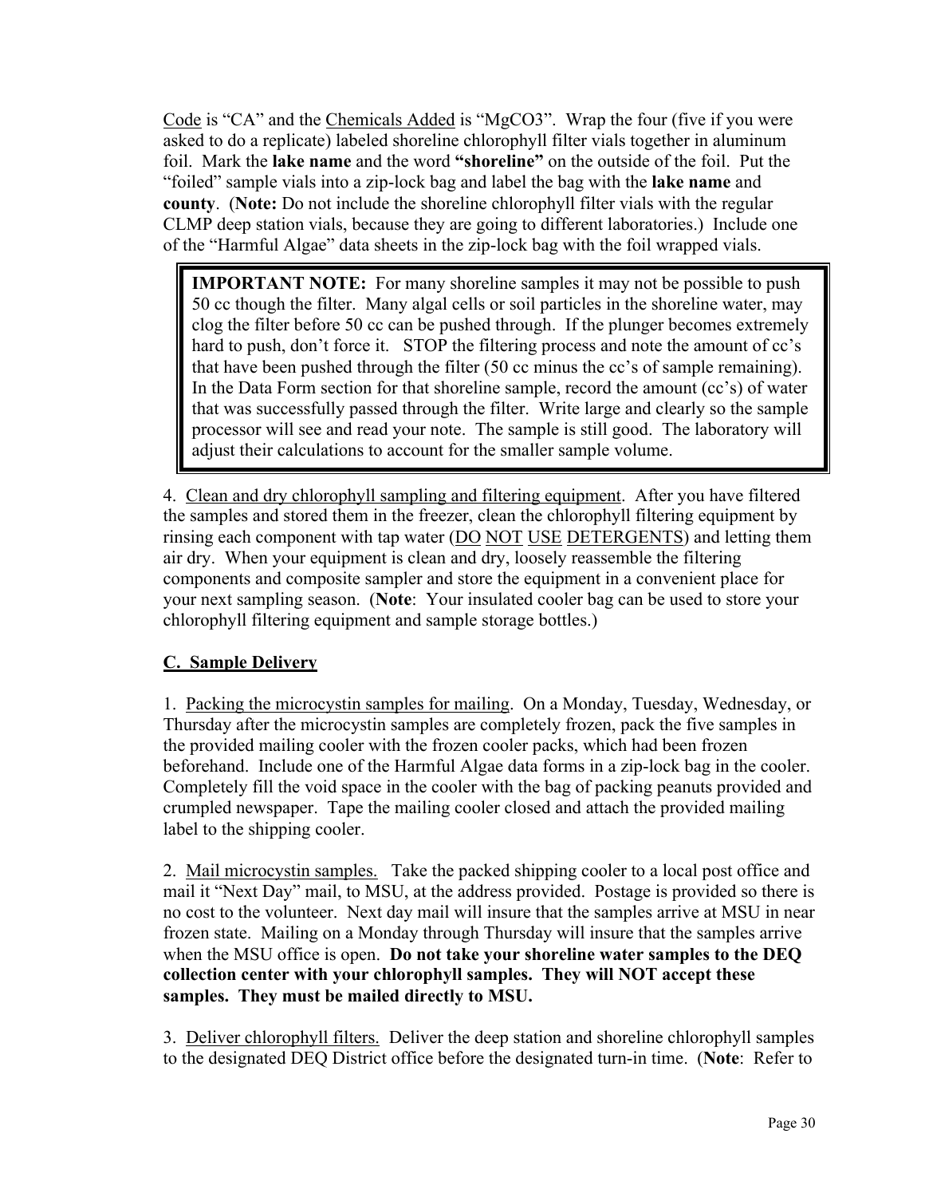Code is "CA" and the Chemicals Added is "$MgCO_3$". Wrap the four (five if you were asked to do a replicate) labeled shoreline chlorophyll filter vials together in aluminum foil. Mark the **lake name** and the word **"shoreline"** on the outside of the foil. Put the "foiled" sample vials into a zip-lock bag and label the bag with the **lake name** and **county**. (**Note:** Do not include the shoreline chlorophyll filter vials with the regular CLMP deep station vials, because they are going to different laboratories.) Include one of the "Harmful Algae" data sheets in the zip-lock bag with the foil wrapped vials.

> **IMPORTANT NOTE:** For many shoreline samples it may not be possible to push 50 cc though the filter. Many algal cells or soil particles in the shoreline water, may clog the filter before 50 cc can be pushed through. If the plunger becomes extremely hard to push, don't force it. STOP the filtering process and note the amount of cc's that have been pushed through the filter (50 cc minus the cc's of sample remaining). In the Data Form section for that shoreline sample, record the amount (cc's) of water that was successfully passed through the filter. Write large and clearly so the sample processor will see and read your note. The sample is still good. The laboratory will adjust their calculations to account for the smaller sample volume.

4. Clean and dry chlorophyll sampling and filtering equipment. After you have filtered the samples and stored them in the freezer, clean the chlorophyll filtering equipment by rinsing each component with tap water (DO NOT USE DETERGENTS) and letting them air dry. When your equipment is clean and dry, loosely reassemble the filtering components and composite sampler and store the equipment in a convenient place for your next sampling season. (**Note**: Your insulated cooler bag can be used to store your chlorophyll filtering equipment and sample storage bottles.)

## C. Sample Delivery

1. Packing the microcystin samples for mailing. On a Monday, Tuesday, Wednesday, or Thursday after the microcystin samples are completely frozen, pack the five samples in the provided mailing cooler with the frozen cooler packs, which had been frozen beforehand. Include one of the Harmful Algae data forms in a zip-lock bag in the cooler. Completely fill the void space in the cooler with the bag of packing peanuts provided and crumpled newspaper. Tape the mailing cooler closed and attach the provided mailing label to the shipping cooler.

2. Mail microcystin samples. Take the packed shipping cooler to a local post office and mail it "Next Day" mail, to MSU, at the address provided. Postage is provided so there is no cost to the volunteer. Next day mail will insure that the samples arrive at MSU in near frozen state. Mailing on a Monday through Thursday will insure that the samples arrive when the MSU office is open. **Do not take your shoreline water samples to the DEQ collection center with your chlorophyll samples. They will NOT accept these samples. They must be mailed directly to MSU.**

3. Deliver chlorophyll filters. Deliver the deep station and shoreline chlorophyll samples to the designated DEQ District office before the designated turn-in time. (**Note**: Refer to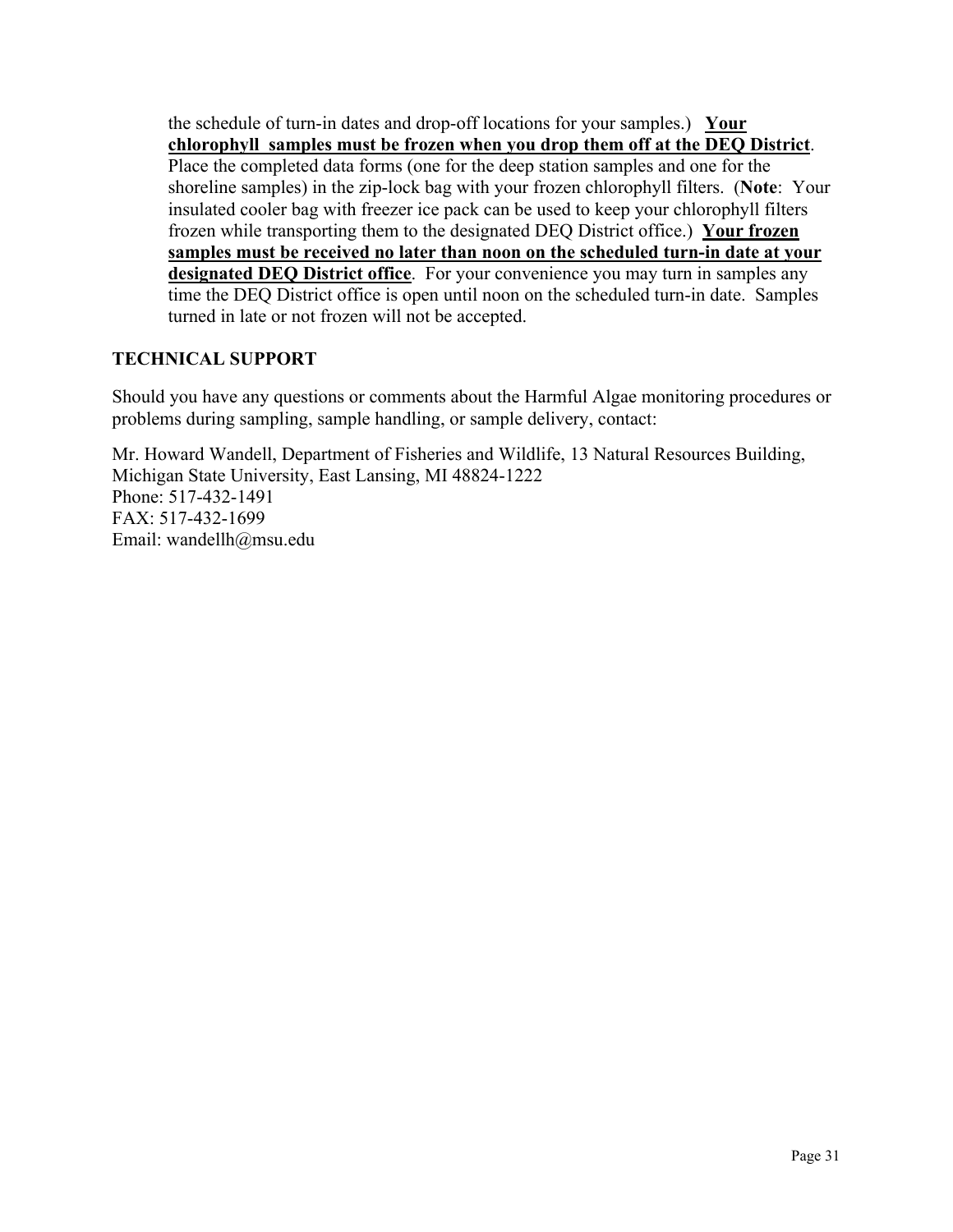the schedule of turn-in dates and drop-off locations for your samples.) **Your chlorophyll samples must be frozen when you drop them off at the DEQ District**. Place the completed data forms (one for the deep station samples and one for the shoreline samples) in the zip-lock bag with your frozen chlorophyll filters. (**Note**: Your insulated cooler bag with freezer ice pack can be used to keep your chlorophyll filters frozen while transporting them to the designated DEQ District office.) **Your frozen samples must be received no later than noon on the scheduled turn-in date at your designated DEQ District office**. For your convenience you may turn in samples any time the DEQ District office is open until noon on the scheduled turn-in date. Samples turned in late or not frozen will not be accepted.

## TECHNICAL SUPPORT

Should you have any questions or comments about the Harmful Algae monitoring procedures or problems during sampling, sample handling, or sample delivery, contact:

Mr. Howard Wandell, Department of Fisheries and Wildlife, 13 Natural Resources Building, Michigan State University, East Lansing, MI 48824-1222
Phone: 517-432-1491
FAX: 517-432-1699
Email: wandellh@msu.edu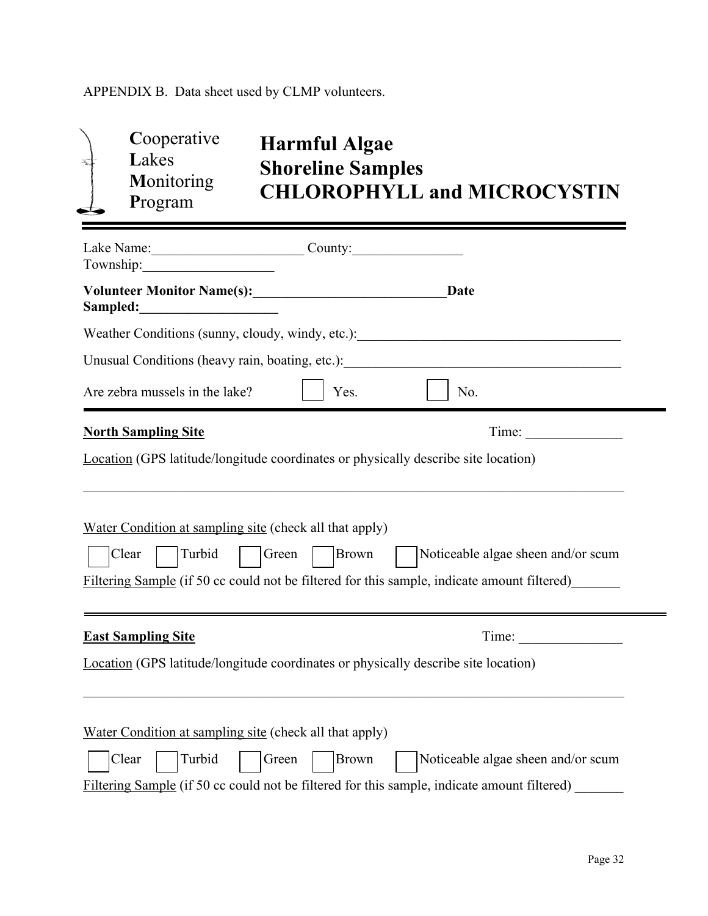APPENDIX B. Data sheet used by CLMP volunteers.

**C**ooperative **L**akes **M**onitoring **P**rogram

# Harmful Algae Shoreline Samples CHLOROPHYLL and MICROCYSTIN

---

Lake Name:______________________ County:________________ Township:___________________

**Volunteer Monitor Name(s):____________________________Date Sampled:____________________**

Weather Conditions (sunny, cloudy, windy, etc.):______________________________________

Unusual Conditions (heavy rain, boating, etc.):________________________________________

Are zebra mussels in the lake? ☐ Yes. ☐ No.

---

**North Sampling Site** Time: ______________

Location (GPS latitude/longitude coordinates or physically describe site location)

_____________________________________________________________________________

Water Condition at sampling site (check all that apply)

☐ Clear ☐ Turbid ☐ Green ☐ Brown ☐ Noticeable algae sheen and/or scum

Filtering Sample (if 50 cc could not be filtered for this sample, indicate amount filtered)_______

---

**East Sampling Site** Time: _______________

Location (GPS latitude/longitude coordinates or physically describe site location)

_____________________________________________________________________________

Water Condition at sampling site (check all that apply)

☐ Clear ☐ Turbid ☐ Green ☐ Brown ☐ Noticeable algae sheen and/or scum

Filtering Sample (if 50 cc could not be filtered for this sample, indicate amount filtered) _______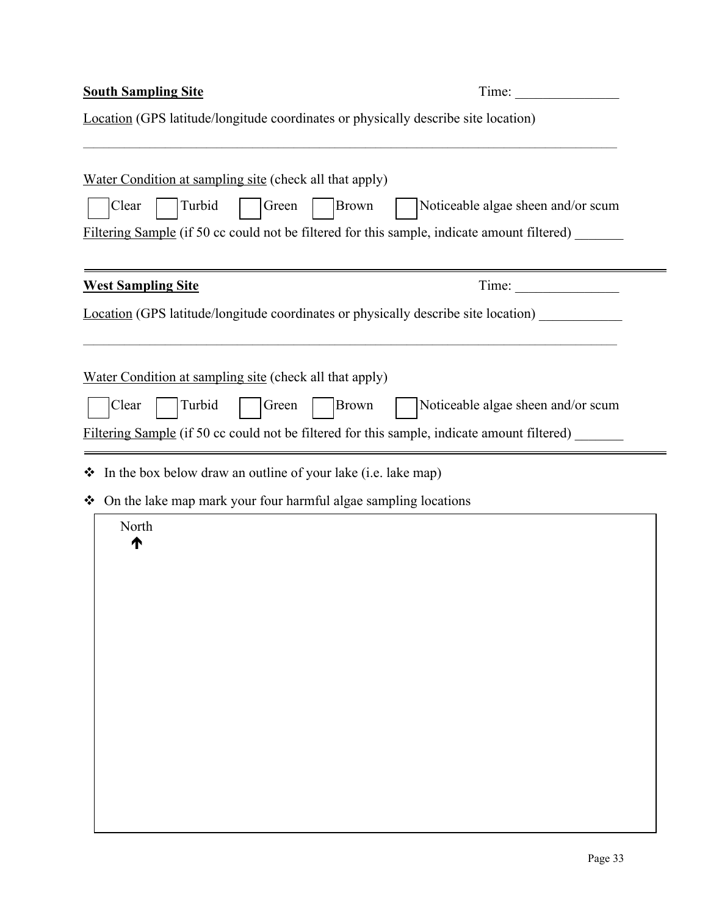**South Sampling Site** Time: _______________

Location (GPS latitude/longitude coordinates or physically describe site location)

_______________________________________________________________________________

Water Condition at sampling site (check all that apply)

☐ Clear ☐ Turbid ☐ Green ☐ Brown ☐ Noticeable algae sheen and/or scum

Filtering Sample (if 50 cc could not be filtered for this sample, indicate amount filtered) _______

---

**West Sampling Site** Time: _______________

Location (GPS latitude/longitude coordinates or physically describe site location) ____________

_______________________________________________________________________________

Water Condition at sampling site (check all that apply)

☐ Clear ☐ Turbid ☐ Green ☐ Brown ☐ Noticeable algae sheen and/or scum

Filtering Sample (if 50 cc could not be filtered for this sample, indicate amount filtered) _______

---

- In the box below draw an outline of your lake (i.e. lake map)
- On the lake map mark your four harmful algae sampling locations

North
↑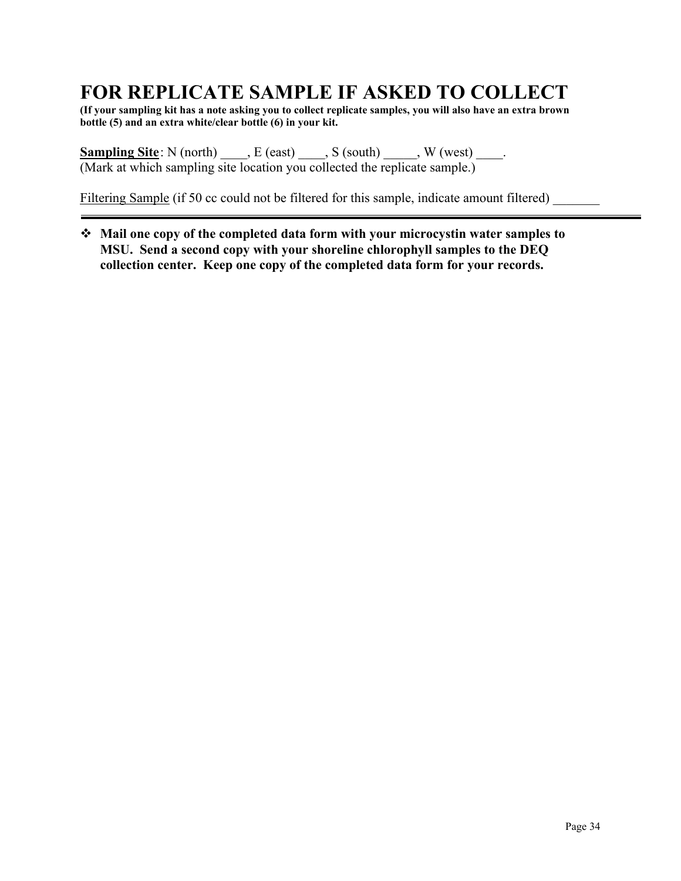# FOR REPLICATE SAMPLE IF ASKED TO COLLECT

**(If your sampling kit has a note asking you to collect replicate samples, you will also have an extra brown bottle (5) and an extra white/clear bottle (6) in your kit.**

**Sampling Site**: N (north) ____, E (east) ____, S (south) _____, W (west) ____.
(Mark at which sampling site location you collected the replicate sample.)

Filtering Sample (if 50 cc could not be filtered for this sample, indicate amount filtered) _______

---

- **Mail one copy of the completed data form with your microcystin water samples to MSU. Send a second copy with your shoreline chlorophyll samples to the DEQ collection center. Keep one copy of the completed data form for your records.**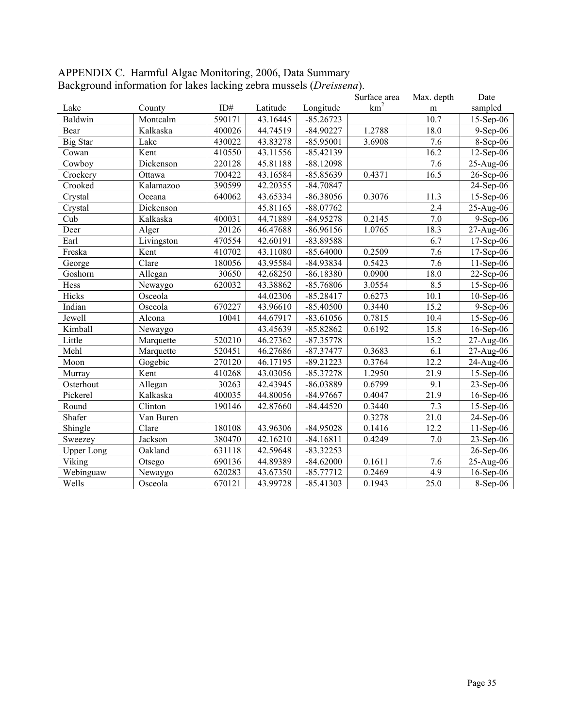APPENDIX C. Harmful Algae Monitoring, 2006, Data Summary

Background information for lakes lacking zebra mussels (*Dreissena*).

| Lake | County | ID# | Latitude | Longitude | Surface area $km^2$ | Max. depth m | Date sampled |
|---|---|---|---|---|---|---|---|
| Baldwin | Montcalm | 590171 | 43.16445 | -85.26723 | | 10.7 | 15-Sep-06 |
| Bear | Kalkaska | 400026 | 44.74519 | -84.90227 | 1.2788 | 18.0 | 9-Sep-06 |
| Big Star | Lake | 430022 | 43.83278 | -85.95001 | 3.6908 | 7.6 | 8-Sep-06 |
| Cowan | Kent | 410550 | 43.11556 | -85.42139 | | 16.2 | 12-Sep-06 |
| Cowboy | Dickenson | 220128 | 45.81188 | -88.12098 | | 7.6 | 25-Aug-06 |
| Crockery | Ottawa | 700422 | 43.16584 | -85.85639 | 0.4371 | 16.5 | 26-Sep-06 |
| Crooked | Kalamazoo | 390599 | 42.20355 | -84.70847 | | | 24-Sep-06 |
| Crystal | Oceana | 640062 | 43.65334 | -86.38056 | 0.3076 | 11.3 | 15-Sep-06 |
| Crystal | Dickenson | | 45.81165 | -88.07762 | | 2.4 | 25-Aug-06 |
| Cub | Kalkaska | 400031 | 44.71889 | -84.95278 | 0.2145 | 7.0 | 9-Sep-06 |
| Deer | Alger | 20126 | 46.47688 | -86.96156 | 1.0765 | 18.3 | 27-Aug-06 |
| Earl | Livingston | 470554 | 42.60191 | -83.89588 | | 6.7 | 17-Sep-06 |
| Freska | Kent | 410702 | 43.11080 | -85.64000 | 0.2509 | 7.6 | 17-Sep-06 |
| George | Clare | 180056 | 43.95584 | -84.93834 | 0.5423 | 7.6 | 11-Sep-06 |
| Goshorn | Allegan | 30650 | 42.68250 | -86.18380 | 0.0900 | 18.0 | 22-Sep-06 |
| Hess | Newaygo | 620032 | 43.38862 | -85.76806 | 3.0554 | 8.5 | 15-Sep-06 |
| Hicks | Osceola | | 44.02306 | -85.28417 | 0.6273 | 10.1 | 10-Sep-06 |
| Indian | Osceola | 670227 | 43.96610 | -85.40500 | 0.3440 | 15.2 | 9-Sep-06 |
| Jewell | Alcona | 10041 | 44.67917 | -83.61056 | 0.7815 | 10.4 | 15-Sep-06 |
| Kimball | Newaygo | | 43.45639 | -85.82862 | 0.6192 | 15.8 | 16-Sep-06 |
| Little | Marquette | 520210 | 46.27362 | -87.35778 | | 15.2 | 27-Aug-06 |
| Mehl | Marquette | 520451 | 46.27686 | -87.37477 | 0.3683 | 6.1 | 27-Aug-06 |
| Moon | Gogebic | 270120 | 46.17195 | -89.21223 | 0.3764 | 12.2 | 24-Aug-06 |
| Murray | Kent | 410268 | 43.03056 | -85.37278 | 1.2950 | 21.9 | 15-Sep-06 |
| Osterhout | Allegan | 30263 | 42.43945 | -86.03889 | 0.6799 | 9.1 | 23-Sep-06 |
| Pickerel | Kalkaska | 400035 | 44.80056 | -84.97667 | 0.4047 | 21.9 | 16-Sep-06 |
| Round | Clinton | 190146 | 42.87660 | -84.44520 | 0.3440 | 7.3 | 15-Sep-06 |
| Shafer | Van Buren | | | | 0.3278 | 21.0 | 24-Sep-06 |
| Shingle | Clare | 180108 | 43.96306 | -84.95028 | 0.1416 | 12.2 | 11-Sep-06 |
| Sweezey | Jackson | 380470 | 42.16210 | -84.16811 | 0.4249 | 7.0 | 23-Sep-06 |
| Upper Long | Oakland | 631118 | 42.59648 | -83.32253 | | | 26-Sep-06 |
| Viking | Otsego | 690136 | 44.89389 | -84.62000 | 0.1611 | 7.6 | 25-Aug-06 |
| Webinguaw | Newaygo | 620283 | 43.67350 | -85.77712 | 0.2469 | 4.9 | 16-Sep-06 |
| Wells | Osceola | 670121 | 43.99728 | -85.41303 | 0.1943 | 25.0 | 8-Sep-06 |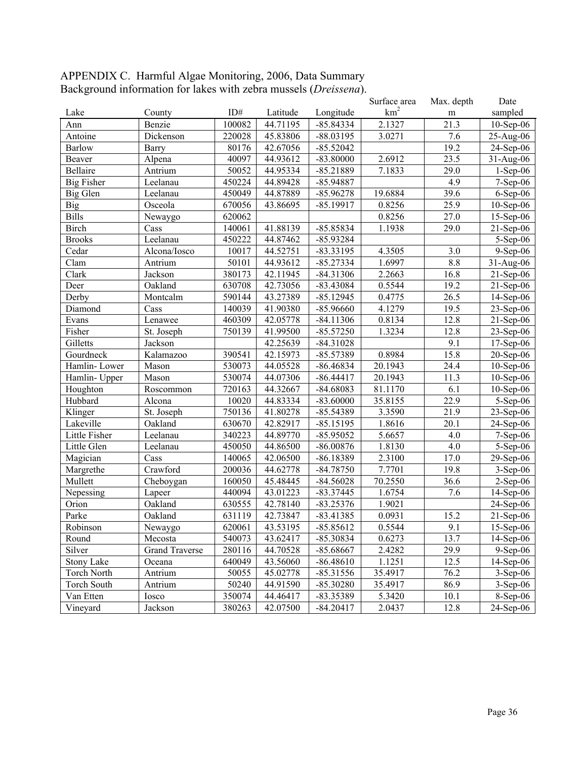APPENDIX C. Harmful Algae Monitoring, 2006, Data Summary
Background information for lakes with zebra mussels (*Dreissena*).

| Lake | County | ID# | Latitude | Longitude | Surface area km$^2$ | Max. depth m | Date sampled |
|---|---|---|---|---|---|---|---|
| Ann | Benzie | 100082 | 44.71195 | -85.84334 | 2.1327 | 21.3 | 10-Sep-06 |
| Antoine | Dickenson | 220028 | 45.83806 | -88.03195 | 3.0271 | 7.6 | 25-Aug-06 |
| Barlow | Barry | 80176 | 42.67056 | -85.52042 | | 19.2 | 24-Sep-06 |
| Beaver | Alpena | 40097 | 44.93612 | -83.80000 | 2.6912 | 23.5 | 31-Aug-06 |
| Bellaire | Antrium | 50052 | 44.95334 | -85.21889 | 7.1833 | 29.0 | 1-Sep-06 |
| Big Fisher | Leelanau | 450224 | 44.89428 | -85.94887 | | 4.9 | 7-Sep-06 |
| Big Glen | Leelanau | 450049 | 44.87889 | -85.96278 | 19.6884 | 39.6 | 6-Sep-06 |
| Big | Osceola | 670056 | 43.86695 | -85.19917 | 0.8256 | 25.9 | 10-Sep-06 |
| Bills | Newaygo | 620062 | | | 0.8256 | 27.0 | 15-Sep-06 |
| Birch | Cass | 140061 | 41.88139 | -85.85834 | 1.1938 | 29.0 | 21-Sep-06 |
| Brooks | Leelanau | 450222 | 44.87462 | -85.93284 | | | 5-Sep-06 |
| Cedar | Alcona/Iosco | 10017 | 44.52751 | -83.33195 | 4.3505 | 3.0 | 9-Sep-06 |
| Clam | Antrium | 50101 | 44.93612 | -85.27334 | 1.6997 | 8.8 | 31-Aug-06 |
| Clark | Jackson | 380173 | 42.11945 | -84.31306 | 2.2663 | 16.8 | 21-Sep-06 |
| Deer | Oakland | 630708 | 42.73056 | -83.43084 | 0.5544 | 19.2 | 21-Sep-06 |
| Derby | Montcalm | 590144 | 43.27389 | -85.12945 | 0.4775 | 26.5 | 14-Sep-06 |
| Diamond | Cass | 140039 | 41.90380 | -85.96660 | 4.1279 | 19.5 | 23-Sep-06 |
| Evans | Lenawee | 460309 | 42.05778 | -84.11306 | 0.8134 | 12.8 | 21-Sep-06 |
| Fisher | St. Joseph | 750139 | 41.99500 | -85.57250 | 1.3234 | 12.8 | 23-Sep-06 |
| Gilletts | Jackson | | 42.25639 | -84.31028 | | 9.1 | 17-Sep-06 |
| Gourdneck | Kalamazoo | 390541 | 42.15973 | -85.57389 | 0.8984 | 15.8 | 20-Sep-06 |
| Hamlin- Lower | Mason | 530073 | 44.05528 | -86.46834 | 20.1943 | 24.4 | 10-Sep-06 |
| Hamlin- Upper | Mason | 530074 | 44.07306 | -86.44417 | 20.1943 | 11.3 | 10-Sep-06 |
| Houghton | Roscommon | 720163 | 44.32667 | -84.68083 | 81.1170 | 6.1 | 10-Sep-06 |
| Hubbard | Alcona | 10020 | 44.83334 | -83.60000 | 35.8155 | 22.9 | 5-Sep-06 |
| Klinger | St. Joseph | 750136 | 41.80278 | -85.54389 | 3.3590 | 21.9 | 23-Sep-06 |
| Lakeville | Oakland | 630670 | 42.82917 | -85.15195 | 1.8616 | 20.1 | 24-Sep-06 |
| Little Fisher | Leelanau | 340223 | 44.89770 | -85.95052 | 5.6657 | 4.0 | 7-Sep-06 |
| Little Glen | Leelanau | 450050 | 44.86500 | -86.00876 | 1.8130 | 4.0 | 5-Sep-06 |
| Magician | Cass | 140065 | 42.06500 | -86.18389 | 2.3100 | 17.0 | 29-Sep-06 |
| Margrethe | Crawford | 200036 | 44.62778 | -84.78750 | 7.7701 | 19.8 | 3-Sep-06 |
| Mullett | Cheboygan | 160050 | 45.48445 | -84.56028 | 70.2550 | 36.6 | 2-Sep-06 |
| Nepessing | Lapeer | 440094 | 43.01223 | -83.37445 | 1.6754 | 7.6 | 14-Sep-06 |
| Orion | Oakland | 630555 | 42.78140 | -83.25376 | 1.9021 | | 24-Sep-06 |
| Parke | Oakland | 631119 | 42.73847 | -83.41385 | 0.0931 | 15.2 | 21-Sep-06 |
| Robinson | Newaygo | 620061 | 43.53195 | -85.85612 | 0.5544 | 9.1 | 15-Sep-06 |
| Round | Mecosta | 540073 | 43.62417 | -85.30834 | 0.6273 | 13.7 | 14-Sep-06 |
| Silver | Grand Traverse | 280116 | 44.70528 | -85.68667 | 2.4282 | 29.9 | 9-Sep-06 |
| Stony Lake | Oceana | 640049 | 43.56060 | -86.48610 | 1.1251 | 12.5 | 14-Sep-06 |
| Torch North | Antrium | 50055 | 45.02778 | -85.31556 | 35.4917 | 76.2 | 3-Sep-06 |
| Torch South | Antrium | 50240 | 44.91590 | -85.30280 | 35.4917 | 86.9 | 3-Sep-06 |
| Van Etten | Iosco | 350074 | 44.46417 | -83.35389 | 5.3420 | 10.1 | 8-Sep-06 |
| Vineyard | Jackson | 380263 | 42.07500 | -84.20417 | 2.0437 | 12.8 | 24-Sep-06 |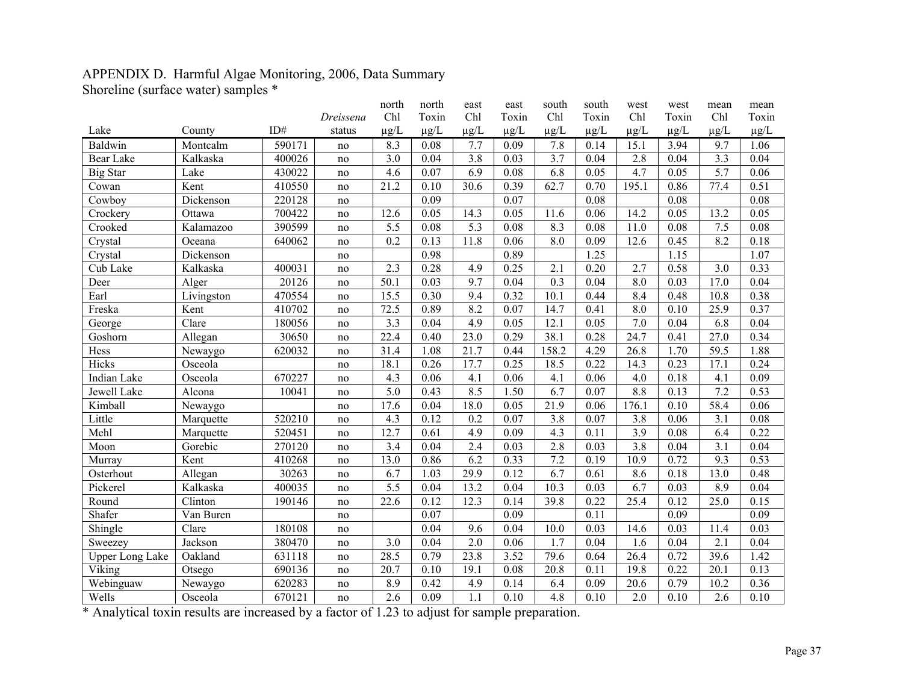APPENDIX D. Harmful Algae Monitoring, 2006, Data Summary

Shoreline (surface water) samples *

| Lake | County | ID# | *Dreissena* status | north Chl µg/L | north Toxin µg/L | east Chl µg/L | east Toxin µg/L | south Chl µg/L | south Toxin µg/L | west Chl µg/L | west Toxin µg/L | mean Chl µg/L | mean Toxin µg/L |
|---|---|---|---|---|---|---|---|---|---|---|---|---|---|
| Baldwin | Montcalm | 590171 | no | 8.3 | 0.08 | 7.7 | 0.09 | 7.8 | 0.14 | 15.1 | 3.94 | 9.7 | 1.06 |
| Bear Lake | Kalkaska | 400026 | no | 3.0 | 0.04 | 3.8 | 0.03 | 3.7 | 0.04 | 2.8 | 0.04 | 3.3 | 0.04 |
| Big Star | Lake | 430022 | no | 4.6 | 0.07 | 6.9 | 0.08 | 6.8 | 0.05 | 4.7 | 0.05 | 5.7 | 0.06 |
| Cowan | Kent | 410550 | no | 21.2 | 0.10 | 30.6 | 0.39 | 62.7 | 0.70 | 195.1 | 0.86 | 77.4 | 0.51 |
| Cowboy | Dickenson | 220128 | no | | 0.09 | | 0.07 | | 0.08 | | 0.08 | | 0.08 |
| Crockery | Ottawa | 700422 | no | 12.6 | 0.05 | 14.3 | 0.05 | 11.6 | 0.06 | 14.2 | 0.05 | 13.2 | 0.05 |
| Crooked | Kalamazoo | 390599 | no | 5.5 | 0.08 | 5.3 | 0.08 | 8.3 | 0.08 | 11.0 | 0.08 | 7.5 | 0.08 |
| Crystal | Oceana | 640062 | no | 0.2 | 0.13 | 11.8 | 0.06 | 8.0 | 0.09 | 12.6 | 0.45 | 8.2 | 0.18 |
| Crystal | Dickenson | | no | | 0.98 | | 0.89 | | 1.25 | | 1.15 | | 1.07 |
| Cub Lake | Kalkaska | 400031 | no | 2.3 | 0.28 | 4.9 | 0.25 | 2.1 | 0.20 | 2.7 | 0.58 | 3.0 | 0.33 |
| Deer | Alger | 20126 | no | 50.1 | 0.03 | 9.7 | 0.04 | 0.3 | 0.04 | 8.0 | 0.03 | 17.0 | 0.04 |
| Earl | Livingston | 470554 | no | 15.5 | 0.30 | 9.4 | 0.32 | 10.1 | 0.44 | 8.4 | 0.48 | 10.8 | 0.38 |
| Freska | Kent | 410702 | no | 72.5 | 0.89 | 8.2 | 0.07 | 14.7 | 0.41 | 8.0 | 0.10 | 25.9 | 0.37 |
| George | Clare | 180056 | no | 3.3 | 0.04 | 4.9 | 0.05 | 12.1 | 0.05 | 7.0 | 0.04 | 6.8 | 0.04 |
| Goshorn | Allegan | 30650 | no | 22.4 | 0.40 | 23.0 | 0.29 | 38.1 | 0.28 | 24.7 | 0.41 | 27.0 | 0.34 |
| Hess | Newaygo | 620032 | no | 31.4 | 1.08 | 21.7 | 0.44 | 158.2 | 4.29 | 26.8 | 1.70 | 59.5 | 1.88 |
| Hicks | Osceola | | no | 18.1 | 0.26 | 17.7 | 0.25 | 18.5 | 0.22 | 14.3 | 0.23 | 17.1 | 0.24 |
| Indian Lake | Osceola | 670227 | no | 4.3 | 0.06 | 4.1 | 0.06 | 4.1 | 0.06 | 4.0 | 0.18 | 4.1 | 0.09 |
| Jewell Lake | Alcona | 10041 | no | 5.0 | 0.43 | 8.5 | 1.50 | 6.7 | 0.07 | 8.8 | 0.13 | 7.2 | 0.53 |
| Kimball | Newaygo | | no | 17.6 | 0.04 | 18.0 | 0.05 | 21.9 | 0.06 | 176.1 | 0.10 | 58.4 | 0.06 |
| Little | Marquette | 520210 | no | 4.3 | 0.12 | 0.2 | 0.07 | 3.8 | 0.07 | 3.8 | 0.06 | 3.1 | 0.08 |
| Mehl | Marquette | 520451 | no | 12.7 | 0.61 | 4.9 | 0.09 | 4.3 | 0.11 | 3.9 | 0.08 | 6.4 | 0.22 |
| Moon | Gorebic | 270120 | no | 3.4 | 0.04 | 2.4 | 0.03 | 2.8 | 0.03 | 3.8 | 0.04 | 3.1 | 0.04 |
| Murray | Kent | 410268 | no | 13.0 | 0.86 | 6.2 | 0.33 | 7.2 | 0.19 | 10.9 | 0.72 | 9.3 | 0.53 |
| Osterhout | Allegan | 30263 | no | 6.7 | 1.03 | 29.9 | 0.12 | 6.7 | 0.61 | 8.6 | 0.18 | 13.0 | 0.48 |
| Pickerel | Kalkaska | 400035 | no | 5.5 | 0.04 | 13.2 | 0.04 | 10.3 | 0.03 | 6.7 | 0.03 | 8.9 | 0.04 |
| Round | Clinton | 190146 | no | 22.6 | 0.12 | 12.3 | 0.14 | 39.8 | 0.22 | 25.4 | 0.12 | 25.0 | 0.15 |
| Shafer | Van Buren | | no | | 0.07 | | 0.09 | | 0.11 | | 0.09 | | 0.09 |
| Shingle | Clare | 180108 | no | | 0.04 | 9.6 | 0.04 | 10.0 | 0.03 | 14.6 | 0.03 | 11.4 | 0.03 |
| Sweezey | Jackson | 380470 | no | 3.0 | 0.04 | 2.0 | 0.06 | 1.7 | 0.04 | 1.6 | 0.04 | 2.1 | 0.04 |
| Upper Long Lake | Oakland | 631118 | no | 28.5 | 0.79 | 23.8 | 3.52 | 79.6 | 0.64 | 26.4 | 0.72 | 39.6 | 1.42 |
| Viking | Otsego | 690136 | no | 20.7 | 0.10 | 19.1 | 0.08 | 20.8 | 0.11 | 19.8 | 0.22 | 20.1 | 0.13 |
| Webinguaw | Newaygo | 620283 | no | 8.9 | 0.42 | 4.9 | 0.14 | 6.4 | 0.09 | 20.6 | 0.79 | 10.2 | 0.36 |
| Wells | Osceola | 670121 | no | 2.6 | 0.09 | 1.1 | 0.10 | 4.8 | 0.10 | 2.0 | 0.10 | 2.6 | 0.10 |

* Analytical toxin results are increased by a factor of 1.23 to adjust for sample preparation.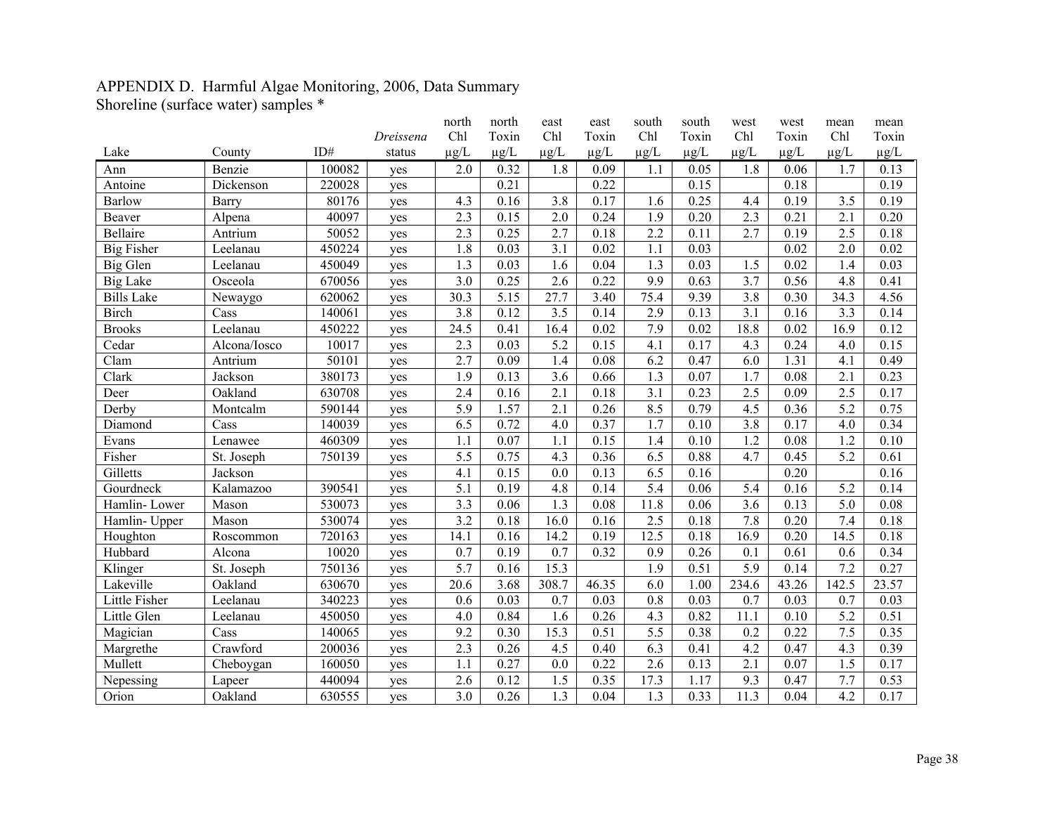APPENDIX D. Harmful Algae Monitoring, 2006, Data Summary
Shoreline (surface water) samples *

| Lake | County | ID# | *Dreissena* status | north Chl µg/L | north Toxin µg/L | east Chl µg/L | east Toxin µg/L | south Chl µg/L | south Toxin µg/L | west Chl µg/L | west Toxin µg/L | mean Chl µg/L | mean Toxin µg/L |
|---|---|---|---|---|---|---|---|---|---|---|---|---|---|
| Ann | Benzie | 100082 | yes | 2.0 | 0.32 | 1.8 | 0.09 | 1.1 | 0.05 | 1.8 | 0.06 | 1.7 | 0.13 |
| Antoine | Dickenson | 220028 | yes | | 0.21 | | 0.22 | | 0.15 | | 0.18 | | 0.19 |
| Barlow | Barry | 80176 | yes | 4.3 | 0.16 | 3.8 | 0.17 | 1.6 | 0.25 | 4.4 | 0.19 | 3.5 | 0.19 |
| Beaver | Alpena | 40097 | yes | 2.3 | 0.15 | 2.0 | 0.24 | 1.9 | 0.20 | 2.3 | 0.21 | 2.1 | 0.20 |
| Bellaire | Antrium | 50052 | yes | 2.3 | 0.25 | 2.7 | 0.18 | 2.2 | 0.11 | 2.7 | 0.19 | 2.5 | 0.18 |
| Big Fisher | Leelanau | 450224 | yes | 1.8 | 0.03 | 3.1 | 0.02 | 1.1 | 0.03 | | 0.02 | 2.0 | 0.02 |
| Big Glen | Leelanau | 450049 | yes | 1.3 | 0.03 | 1.6 | 0.04 | 1.3 | 0.03 | 1.5 | 0.02 | 1.4 | 0.03 |
| Big Lake | Osceola | 670056 | yes | 3.0 | 0.25 | 2.6 | 0.22 | 9.9 | 0.63 | 3.7 | 0.56 | 4.8 | 0.41 |
| Bills Lake | Newaygo | 620062 | yes | 30.3 | 5.15 | 27.7 | 3.40 | 75.4 | 9.39 | 3.8 | 0.30 | 34.3 | 4.56 |
| Birch | Cass | 140061 | yes | 3.8 | 0.12 | 3.5 | 0.14 | 2.9 | 0.13 | 3.1 | 0.16 | 3.3 | 0.14 |
| Brooks | Leelanau | 450222 | yes | 24.5 | 0.41 | 16.4 | 0.02 | 7.9 | 0.02 | 18.8 | 0.02 | 16.9 | 0.12 |
| Cedar | Alcona/Iosco | 10017 | yes | 2.3 | 0.03 | 5.2 | 0.15 | 4.1 | 0.17 | 4.3 | 0.24 | 4.0 | 0.15 |
| Clam | Antrium | 50101 | yes | 2.7 | 0.09 | 1.4 | 0.08 | 6.2 | 0.47 | 6.0 | 1.31 | 4.1 | 0.49 |
| Clark | Jackson | 380173 | yes | 1.9 | 0.13 | 3.6 | 0.66 | 1.3 | 0.07 | 1.7 | 0.08 | 2.1 | 0.23 |
| Deer | Oakland | 630708 | yes | 2.4 | 0.16 | 2.1 | 0.18 | 3.1 | 0.23 | 2.5 | 0.09 | 2.5 | 0.17 |
| Derby | Montcalm | 590144 | yes | 5.9 | 1.57 | 2.1 | 0.26 | 8.5 | 0.79 | 4.5 | 0.36 | 5.2 | 0.75 |
| Diamond | Cass | 140039 | yes | 6.5 | 0.72 | 4.0 | 0.37 | 1.7 | 0.10 | 3.8 | 0.17 | 4.0 | 0.34 |
| Evans | Lenawee | 460309 | yes | 1.1 | 0.07 | 1.1 | 0.15 | 1.4 | 0.10 | 1.2 | 0.08 | 1.2 | 0.10 |
| Fisher | St. Joseph | 750139 | yes | 5.5 | 0.75 | 4.3 | 0.36 | 6.5 | 0.88 | 4.7 | 0.45 | 5.2 | 0.61 |
| Gilletts | Jackson | | yes | 4.1 | 0.15 | 0.0 | 0.13 | 6.5 | 0.16 | | 0.20 | | 0.16 |
| Gourdneck | Kalamazoo | 390541 | yes | 5.1 | 0.19 | 4.8 | 0.14 | 5.4 | 0.06 | 5.4 | 0.16 | 5.2 | 0.14 |
| Hamlin- Lower | Mason | 530073 | yes | 3.3 | 0.06 | 1.3 | 0.08 | 11.8 | 0.06 | 3.6 | 0.13 | 5.0 | 0.08 |
| Hamlin- Upper | Mason | 530074 | yes | 3.2 | 0.18 | 16.0 | 0.16 | 2.5 | 0.18 | 7.8 | 0.20 | 7.4 | 0.18 |
| Houghton | Roscommon | 720163 | yes | 14.1 | 0.16 | 14.2 | 0.19 | 12.5 | 0.18 | 16.9 | 0.20 | 14.5 | 0.18 |
| Hubbard | Alcona | 10020 | yes | 0.7 | 0.19 | 0.7 | 0.32 | 0.9 | 0.26 | 0.1 | 0.61 | 0.6 | 0.34 |
| Klinger | St. Joseph | 750136 | yes | 5.7 | 0.16 | 15.3 | | 1.9 | 0.51 | 5.9 | 0.14 | 7.2 | 0.27 |
| Lakeville | Oakland | 630670 | yes | 20.6 | 3.68 | 308.7 | 46.35 | 6.0 | 1.00 | 234.6 | 43.26 | 142.5 | 23.57 |
| Little Fisher | Leelanau | 340223 | yes | 0.6 | 0.03 | 0.7 | 0.03 | 0.8 | 0.03 | 0.7 | 0.03 | 0.7 | 0.03 |
| Little Glen | Leelanau | 450050 | yes | 4.0 | 0.84 | 1.6 | 0.26 | 4.3 | 0.82 | 11.1 | 0.10 | 5.2 | 0.51 |
| Magician | Cass | 140065 | yes | 9.2 | 0.30 | 15.3 | 0.51 | 5.5 | 0.38 | 0.2 | 0.22 | 7.5 | 0.35 |
| Margrethe | Crawford | 200036 | yes | 2.3 | 0.26 | 4.5 | 0.40 | 6.3 | 0.41 | 4.2 | 0.47 | 4.3 | 0.39 |
| Mullett | Cheboygan | 160050 | yes | 1.1 | 0.27 | 0.0 | 0.22 | 2.6 | 0.13 | 2.1 | 0.07 | 1.5 | 0.17 |
| Nepessing | Lapeer | 440094 | yes | 2.6 | 0.12 | 1.5 | 0.35 | 17.3 | 1.17 | 9.3 | 0.47 | 7.7 | 0.53 |
| Orion | Oakland | 630555 | yes | 3.0 | 0.26 | 1.3 | 0.04 | 1.3 | 0.33 | 11.3 | 0.04 | 4.2 | 0.17 |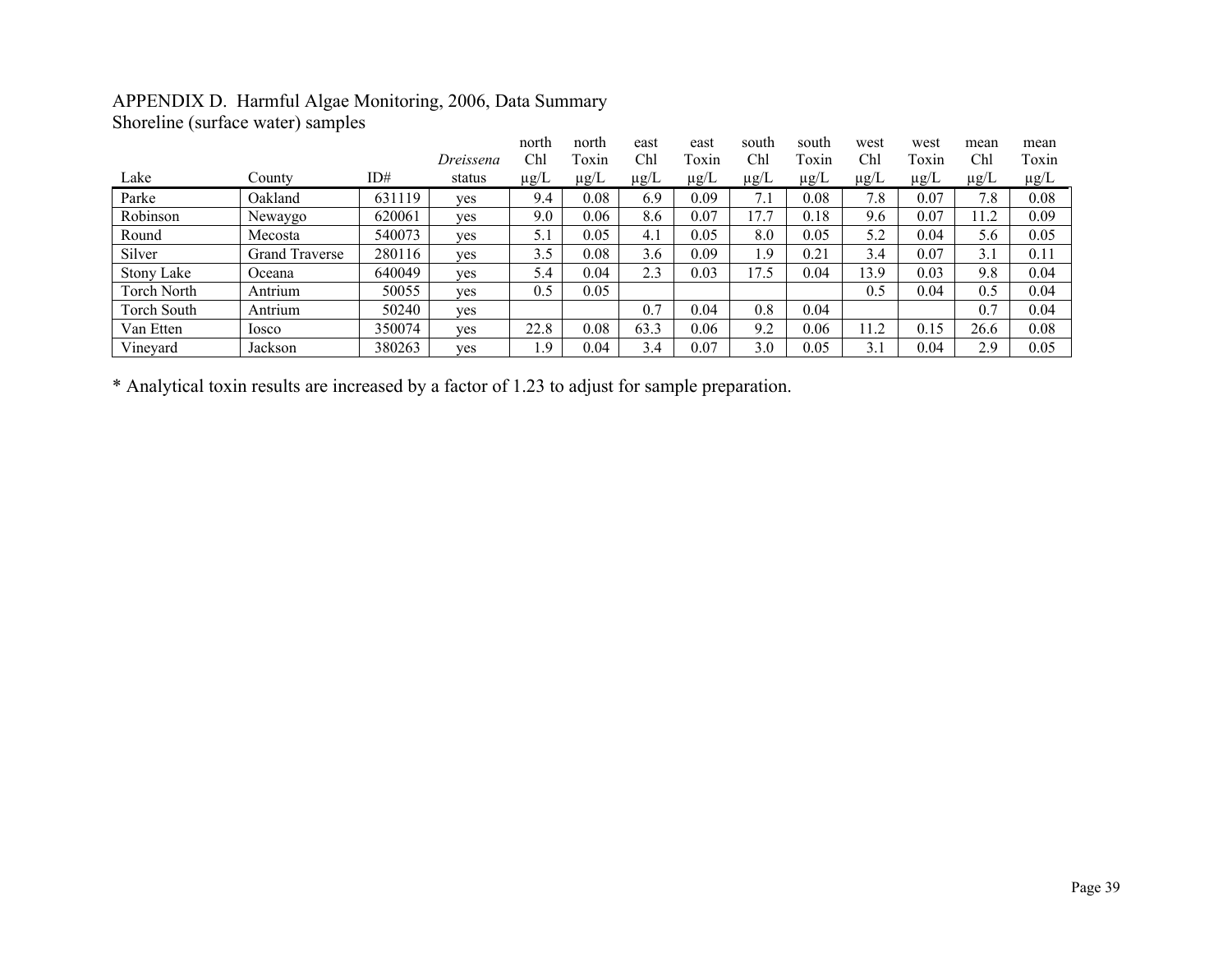APPENDIX D. Harmful Algae Monitoring, 2006, Data Summary
Shoreline (surface water) samples

| Lake | County | ID# | *Dreissena* status | north Chl µg/L | north Toxin µg/L | east Chl µg/L | east Toxin µg/L | south Chl µg/L | south Toxin µg/L | west Chl µg/L | west Toxin µg/L | mean Chl µg/L | mean Toxin µg/L |
|---|---|---|---|---|---|---|---|---|---|---|---|---|---|
| Parke | Oakland | 631119 | yes | 9.4 | 0.08 | 6.9 | 0.09 | 7.1 | 0.08 | 7.8 | 0.07 | 7.8 | 0.08 |
| Robinson | Newaygo | 620061 | yes | 9.0 | 0.06 | 8.6 | 0.07 | 17.7 | 0.18 | 9.6 | 0.07 | 11.2 | 0.09 |
| Round | Mecosta | 540073 | yes | 5.1 | 0.05 | 4.1 | 0.05 | 8.0 | 0.05 | 5.2 | 0.04 | 5.6 | 0.05 |
| Silver | Grand Traverse | 280116 | yes | 3.5 | 0.08 | 3.6 | 0.09 | 1.9 | 0.21 | 3.4 | 0.07 | 3.1 | 0.11 |
| Stony Lake | Oceana | 640049 | yes | 5.4 | 0.04 | 2.3 | 0.03 | 17.5 | 0.04 | 13.9 | 0.03 | 9.8 | 0.04 |
| Torch North | Antrium | 50055 | yes | 0.5 | 0.05 | | | | | 0.5 | 0.04 | 0.5 | 0.04 |
| Torch South | Antrium | 50240 | yes | | | 0.7 | 0.04 | 0.8 | 0.04 | | | 0.7 | 0.04 |
| Van Etten | Iosco | 350074 | yes | 22.8 | 0.08 | 63.3 | 0.06 | 9.2 | 0.06 | 11.2 | 0.15 | 26.6 | 0.08 |
| Vineyard | Jackson | 380263 | yes | 1.9 | 0.04 | 3.4 | 0.07 | 3.0 | 0.05 | 3.1 | 0.04 | 2.9 | 0.05 |

* Analytical toxin results are increased by a factor of 1.23 to adjust for sample preparation.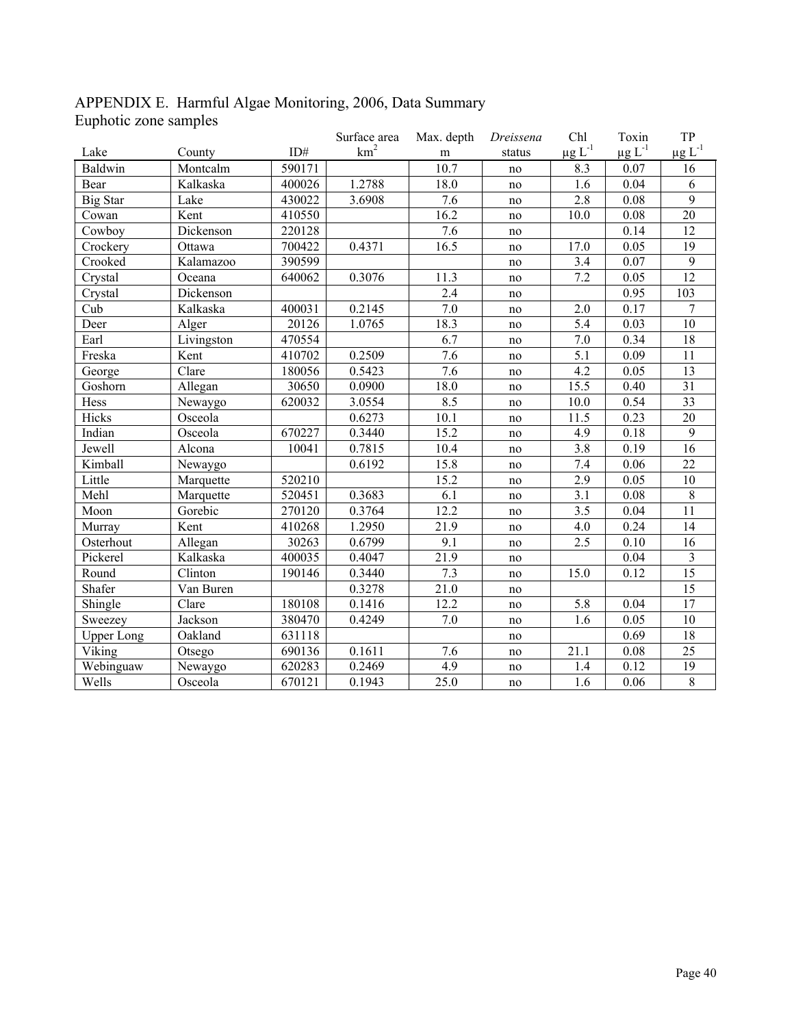APPENDIX E. Harmful Algae Monitoring, 2006, Data Summary
Euphotic zone samples

| Lake | County | ID# | Surface area $km^2$ | Max. depth m | *Dreissena* status | Chl $\mu g\ L^{-1}$ | Toxin $\mu g\ L^{-1}$ | TP $\mu g\ L^{-1}$ |
|---|---|---|---|---|---|---|---|---|
| Baldwin | Montcalm | 590171 | | 10.7 | no | 8.3 | 0.07 | 16 |
| Bear | Kalkaska | 400026 | 1.2788 | 18.0 | no | 1.6 | 0.04 | 6 |
| Big Star | Lake | 430022 | 3.6908 | 7.6 | no | 2.8 | 0.08 | 9 |
| Cowan | Kent | 410550 | | 16.2 | no | 10.0 | 0.08 | 20 |
| Cowboy | Dickenson | 220128 | | 7.6 | no | | 0.14 | 12 |
| Crockery | Ottawa | 700422 | 0.4371 | 16.5 | no | 17.0 | 0.05 | 19 |
| Crooked | Kalamazoo | 390599 | | | no | 3.4 | 0.07 | 9 |
| Crystal | Oceana | 640062 | 0.3076 | 11.3 | no | 7.2 | 0.05 | 12 |
| Crystal | Dickenson | | | 2.4 | no | | 0.95 | 103 |
| Cub | Kalkaska | 400031 | 0.2145 | 7.0 | no | 2.0 | 0.17 | 7 |
| Deer | Alger | 20126 | 1.0765 | 18.3 | no | 5.4 | 0.03 | 10 |
| Earl | Livingston | 470554 | | 6.7 | no | 7.0 | 0.34 | 18 |
| Freska | Kent | 410702 | 0.2509 | 7.6 | no | 5.1 | 0.09 | 11 |
| George | Clare | 180056 | 0.5423 | 7.6 | no | 4.2 | 0.05 | 13 |
| Goshorn | Allegan | 30650 | 0.0900 | 18.0 | no | 15.5 | 0.40 | 31 |
| Hess | Newaygo | 620032 | 3.0554 | 8.5 | no | 10.0 | 0.54 | 33 |
| Hicks | Osceola | | 0.6273 | 10.1 | no | 11.5 | 0.23 | 20 |
| Indian | Osceola | 670227 | 0.3440 | 15.2 | no | 4.9 | 0.18 | 9 |
| Jewell | Alcona | 10041 | 0.7815 | 10.4 | no | 3.8 | 0.19 | 16 |
| Kimball | Newaygo | | 0.6192 | 15.8 | no | 7.4 | 0.06 | 22 |
| Little | Marquette | 520210 | | 15.2 | no | 2.9 | 0.05 | 10 |
| Mehl | Marquette | 520451 | 0.3683 | 6.1 | no | 3.1 | 0.08 | 8 |
| Moon | Gorebic | 270120 | 0.3764 | 12.2 | no | 3.5 | 0.04 | 11 |
| Murray | Kent | 410268 | 1.2950 | 21.9 | no | 4.0 | 0.24 | 14 |
| Osterhout | Allegan | 30263 | 0.6799 | 9.1 | no | 2.5 | 0.10 | 16 |
| Pickerel | Kalkaska | 400035 | 0.4047 | 21.9 | no | | 0.04 | 3 |
| Round | Clinton | 190146 | 0.3440 | 7.3 | no | 15.0 | 0.12 | 15 |
| Shafer | Van Buren | | 0.3278 | 21.0 | no | | | 15 |
| Shingle | Clare | 180108 | 0.1416 | 12.2 | no | 5.8 | 0.04 | 17 |
| Sweezey | Jackson | 380470 | 0.4249 | 7.0 | no | 1.6 | 0.05 | 10 |
| Upper Long | Oakland | 631118 | | | no | | 0.69 | 18 |
| Viking | Otsego | 690136 | 0.1611 | 7.6 | no | 21.1 | 0.08 | 25 |
| Webinguaw | Newaygo | 620283 | 0.2469 | 4.9 | no | 1.4 | 0.12 | 19 |
| Wells | Osceola | 670121 | 0.1943 | 25.0 | no | 1.6 | 0.06 | 8 |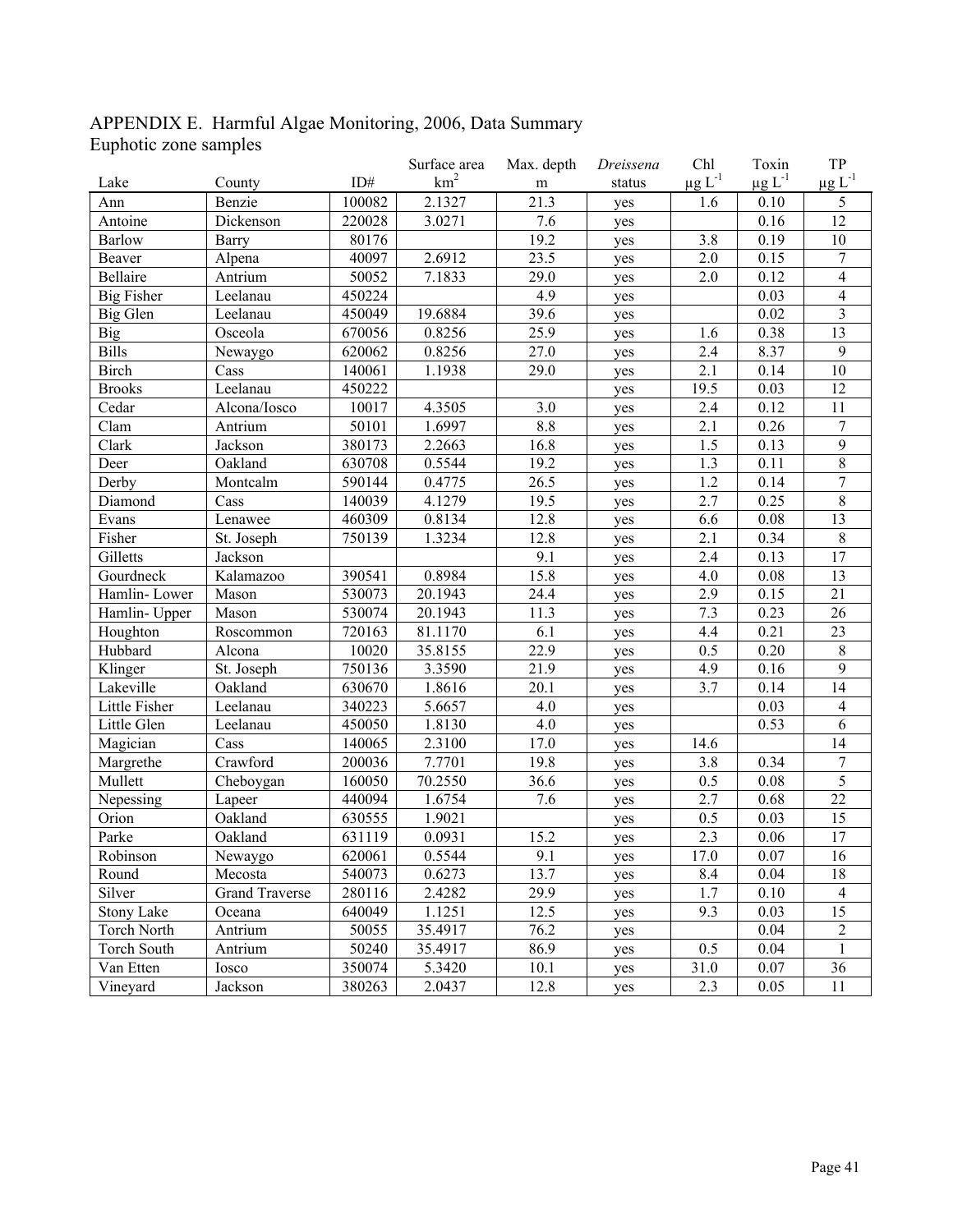# APPENDIX E. Harmful Algae Monitoring, 2006, Data Summary

Euphotic zone samples

| Lake | County | ID# | Surface area km$^2$ | Max. depth m | *Dreissena* status | Chl µg L$^{-1}$ | Toxin µg L$^{-1}$ | TP µg L$^{-1}$ |
|---|---|---|---|---|---|---|---|---|
| Ann | Benzie | 100082 | 2.1327 | 21.3 | yes | 1.6 | 0.10 | 5 |
| Antoine | Dickenson | 220028 | 3.0271 | 7.6 | yes | | 0.16 | 12 |
| Barlow | Barry | 80176 | | 19.2 | yes | 3.8 | 0.19 | 10 |
| Beaver | Alpena | 40097 | 2.6912 | 23.5 | yes | 2.0 | 0.15 | 7 |
| Bellaire | Antrium | 50052 | 7.1833 | 29.0 | yes | 2.0 | 0.12 | 4 |
| Big Fisher | Leelanau | 450224 | | 4.9 | yes | | 0.03 | 4 |
| Big Glen | Leelanau | 450049 | 19.6884 | 39.6 | yes | | 0.02 | 3 |
| Big | Osceola | 670056 | 0.8256 | 25.9 | yes | 1.6 | 0.38 | 13 |
| Bills | Newaygo | 620062 | 0.8256 | 27.0 | yes | 2.4 | 8.37 | 9 |
| Birch | Cass | 140061 | 1.1938 | 29.0 | yes | 2.1 | 0.14 | 10 |
| Brooks | Leelanau | 450222 | | | yes | 19.5 | 0.03 | 12 |
| Cedar | Alcona/Iosco | 10017 | 4.3505 | 3.0 | yes | 2.4 | 0.12 | 11 |
| Clam | Antrium | 50101 | 1.6997 | 8.8 | yes | 2.1 | 0.26 | 7 |
| Clark | Jackson | 380173 | 2.2663 | 16.8 | yes | 1.5 | 0.13 | 9 |
| Deer | Oakland | 630708 | 0.5544 | 19.2 | yes | 1.3 | 0.11 | 8 |
| Derby | Montcalm | 590144 | 0.4775 | 26.5 | yes | 1.2 | 0.14 | 7 |
| Diamond | Cass | 140039 | 4.1279 | 19.5 | yes | 2.7 | 0.25 | 8 |
| Evans | Lenawee | 460309 | 0.8134 | 12.8 | yes | 6.6 | 0.08 | 13 |
| Fisher | St. Joseph | 750139 | 1.3234 | 12.8 | yes | 2.1 | 0.34 | 8 |
| Gilletts | Jackson | | | 9.1 | yes | 2.4 | 0.13 | 17 |
| Gourdneck | Kalamazoo | 390541 | 0.8984 | 15.8 | yes | 4.0 | 0.08 | 13 |
| Hamlin- Lower | Mason | 530073 | 20.1943 | 24.4 | yes | 2.9 | 0.15 | 21 |
| Hamlin- Upper | Mason | 530074 | 20.1943 | 11.3 | yes | 7.3 | 0.23 | 26 |
| Houghton | Roscommon | 720163 | 81.1170 | 6.1 | yes | 4.4 | 0.21 | 23 |
| Hubbard | Alcona | 10020 | 35.8155 | 22.9 | yes | 0.5 | 0.20 | 8 |
| Klinger | St. Joseph | 750136 | 3.3590 | 21.9 | yes | 4.9 | 0.16 | 9 |
| Lakeville | Oakland | 630670 | 1.8616 | 20.1 | yes | 3.7 | 0.14 | 14 |
| Little Fisher | Leelanau | 340223 | 5.6657 | 4.0 | yes | | 0.03 | 4 |
| Little Glen | Leelanau | 450050 | 1.8130 | 4.0 | yes | | 0.53 | 6 |
| Magician | Cass | 140065 | 2.3100 | 17.0 | yes | 14.6 | | 14 |
| Margrethe | Crawford | 200036 | 7.7701 | 19.8 | yes | 3.8 | 0.34 | 7 |
| Mullett | Cheboygan | 160050 | 70.2550 | 36.6 | yes | 0.5 | 0.08 | 5 |
| Nepessing | Lapeer | 440094 | 1.6754 | 7.6 | yes | 2.7 | 0.68 | 22 |
| Orion | Oakland | 630555 | 1.9021 | | yes | 0.5 | 0.03 | 15 |
| Parke | Oakland | 631119 | 0.0931 | 15.2 | yes | 2.3 | 0.06 | 17 |
| Robinson | Newaygo | 620061 | 0.5544 | 9.1 | yes | 17.0 | 0.07 | 16 |
| Round | Mecosta | 540073 | 0.6273 | 13.7 | yes | 8.4 | 0.04 | 18 |
| Silver | Grand Traverse | 280116 | 2.4282 | 29.9 | yes | 1.7 | 0.10 | 4 |
| Stony Lake | Oceana | 640049 | 1.1251 | 12.5 | yes | 9.3 | 0.03 | 15 |
| Torch North | Antrium | 50055 | 35.4917 | 76.2 | yes | | 0.04 | 2 |
| Torch South | Antrium | 50240 | 35.4917 | 86.9 | yes | 0.5 | 0.04 | 1 |
| Van Etten | Iosco | 350074 | 5.3420 | 10.1 | yes | 31.0 | 0.07 | 36 |
| Vineyard | Jackson | 380263 | 2.0437 | 12.8 | yes | 2.3 | 0.05 | 11 |